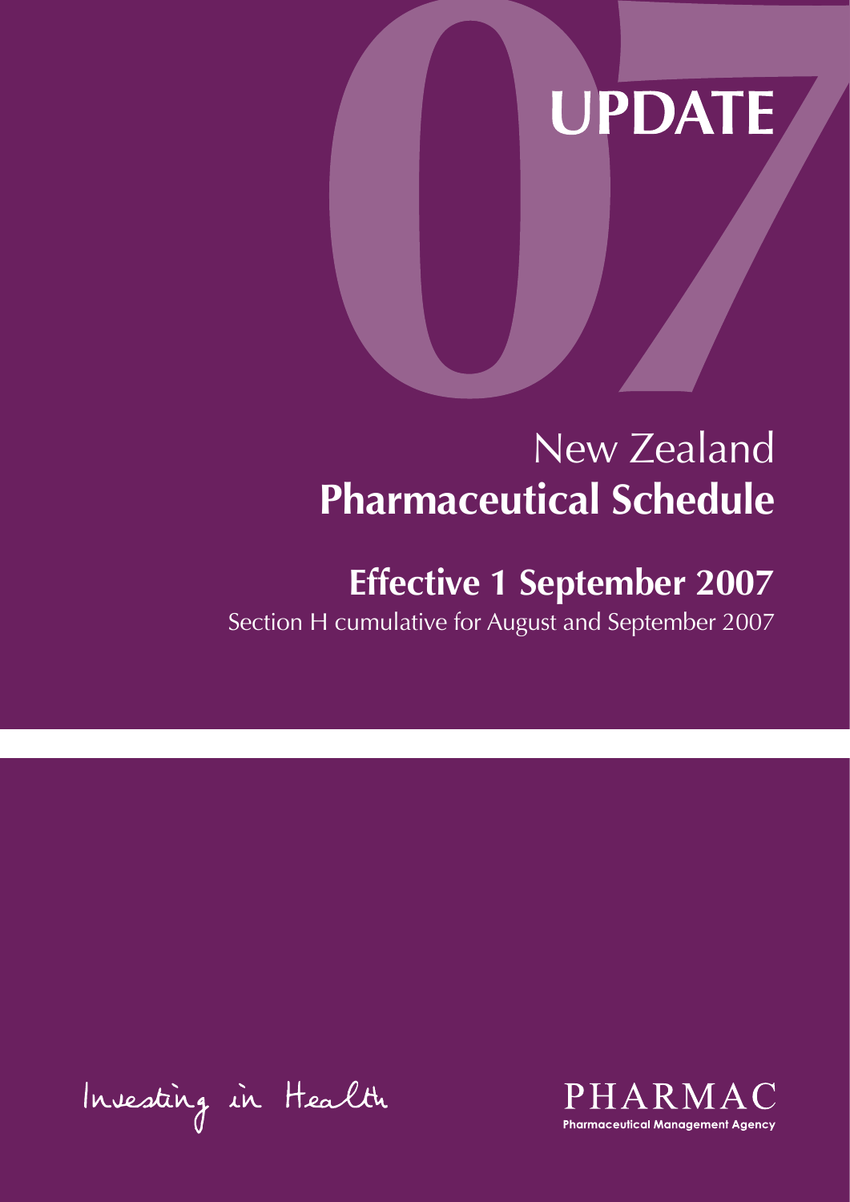# UPDATE

07

## New Zealand
# Pharmaceutical Schedule

## Effective 1 September 2007

Section H cumulative for August and September 2007

Investing in Health

PHARMAC
Pharmaceutical Management Agency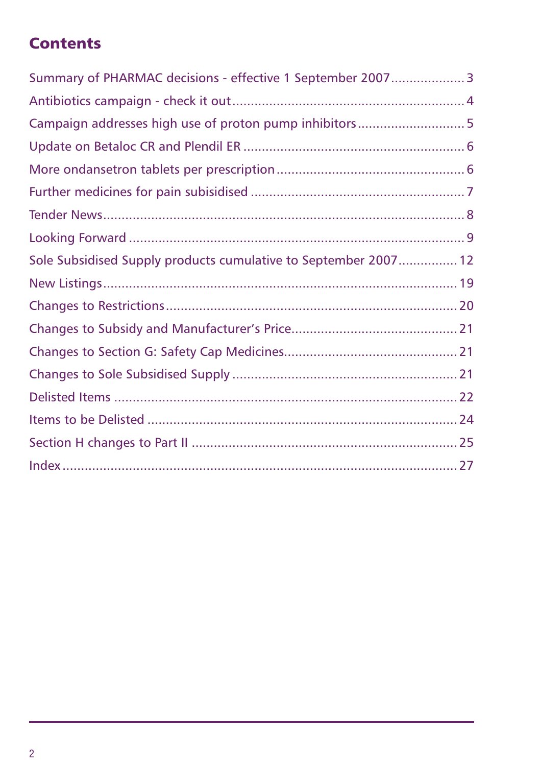## Contents

Summary of PHARMAC decisions - effective 1 September 2007 .................... 3

Antibiotics campaign - check it out .................................................... 4

Campaign addresses high use of proton pump inhibitors .......................... 5

Update on Betaloc CR and Plendil ER .................................................. 6

More ondansetron tablets per prescription ............................................ 6

Further medicines for pain subisidised ................................................ 7

Tender News ....................................................................................... 8

Looking Forward ................................................................................. 9

Sole Subsidised Supply products cumulative to September 2007 ............... 12

New Listings ....................................................................................... 19

Changes to Restrictions ....................................................................... 20

Changes to Subsidy and Manufacturer's Price ........................................ 21

Changes to Section G: Safety Cap Medicines ......................................... 21

Changes to Sole Subsidised Supply ....................................................... 21

Delisted Items ..................................................................................... 22

Items to be Delisted ............................................................................ 24

Section H changes to Part II ................................................................. 25

Index ................................................................................................. 27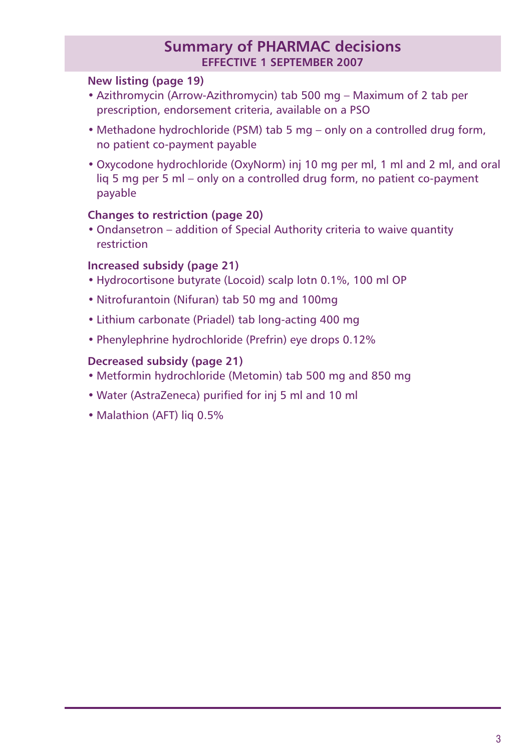# Summary of PHARMAC decisions

**EFFECTIVE 1 SEPTEMBER 2007**

### New listing (page 19)

- Azithromycin (Arrow-Azithromycin) tab 500 mg – Maximum of 2 tab per prescription, endorsement criteria, available on a PSO
- Methadone hydrochloride (PSM) tab 5 mg – only on a controlled drug form, no patient co-payment payable
- Oxycodone hydrochloride (OxyNorm) inj 10 mg per ml, 1 ml and 2 ml, and oral liq 5 mg per 5 ml – only on a controlled drug form, no patient co-payment payable

### Changes to restriction (page 20)

- Ondansetron – addition of Special Authority criteria to waive quantity restriction

### Increased subsidy (page 21)

- Hydrocortisone butyrate (Locoid) scalp lotn 0.1%, 100 ml OP
- Nitrofurantoin (Nifuran) tab 50 mg and 100mg
- Lithium carbonate (Priadel) tab long-acting 400 mg
- Phenylephrine hydrochloride (Prefrin) eye drops 0.12%

### Decreased subsidy (page 21)

- Metformin hydrochloride (Metomin) tab 500 mg and 850 mg
- Water (AstraZeneca) purified for inj 5 ml and 10 ml
- Malathion (AFT) liq 0.5%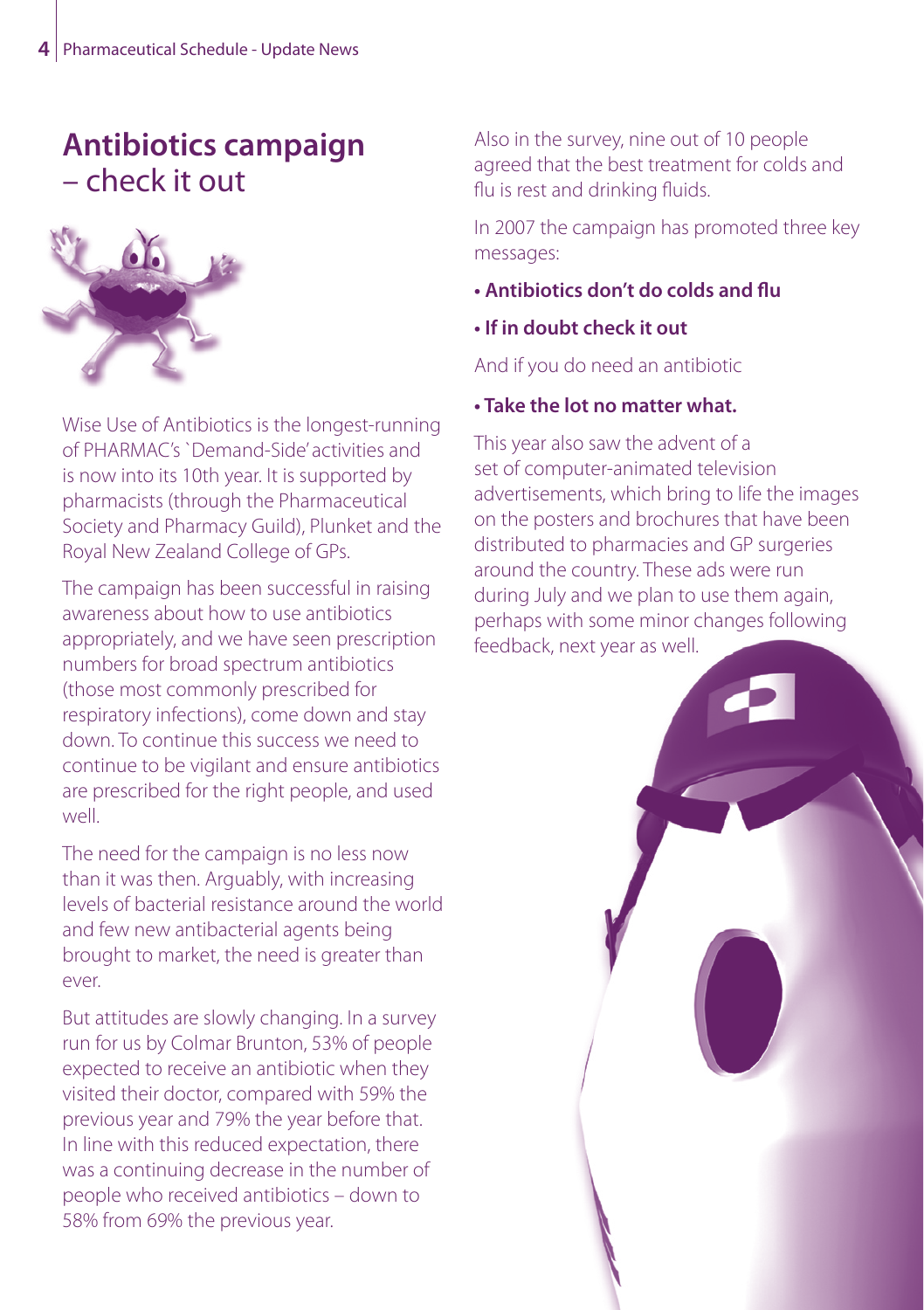# Antibiotics campaign – check it out

Wise Use of Antibiotics is the longest-running of PHARMAC's `Demand-Side' activities and is now into its 10th year. It is supported by pharmacists (through the Pharmaceutical Society and Pharmacy Guild), Plunket and the Royal New Zealand College of GPs.

The campaign has been successful in raising awareness about how to use antibiotics appropriately, and we have seen prescription numbers for broad spectrum antibiotics (those most commonly prescribed for respiratory infections), come down and stay down. To continue this success we need to continue to be vigilant and ensure antibiotics are prescribed for the right people, and used well.

The need for the campaign is no less now than it was then. Arguably, with increasing levels of bacterial resistance around the world and few new antibacterial agents being brought to market, the need is greater than ever.

But attitudes are slowly changing. In a survey run for us by Colmar Brunton, 53% of people expected to receive an antibiotic when they visited their doctor, compared with 59% the previous year and 79% the year before that. In line with this reduced expectation, there was a continuing decrease in the number of people who received antibiotics – down to 58% from 69% the previous year.

Also in the survey, nine out of 10 people agreed that the best treatment for colds and flu is rest and drinking fluids.

In 2007 the campaign has promoted three key messages:

- **Antibiotics don't do colds and flu**
- **If in doubt check it out**

And if you do need an antibiotic

- **Take the lot no matter what.**

This year also saw the advent of a set of computer-animated television advertisements, which bring to life the images on the posters and brochures that have been distributed to pharmacies and GP surgeries around the country. These ads were run during July and we plan to use them again, perhaps with some minor changes following feedback, next year as well.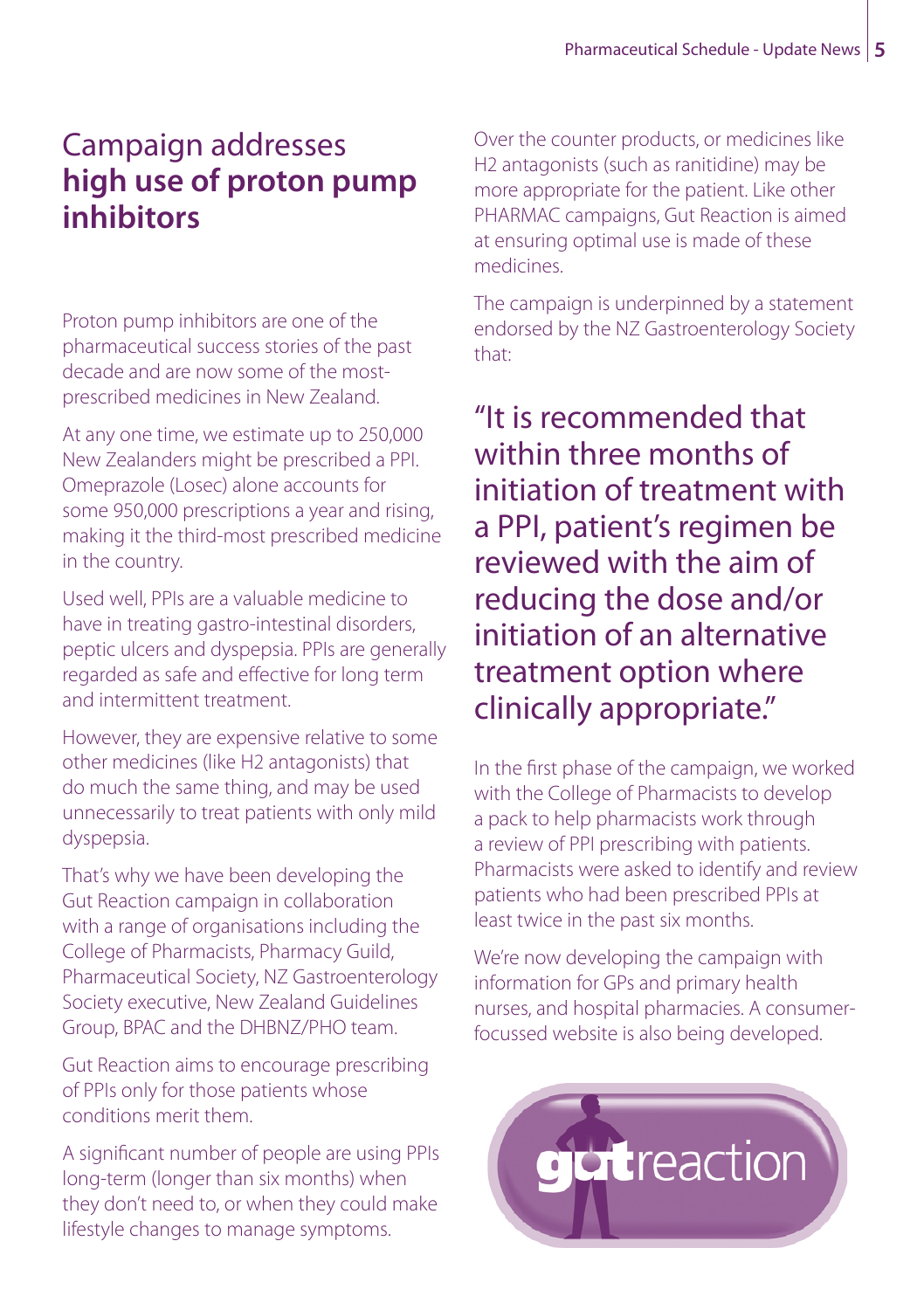# Campaign addresses **high use of proton pump inhibitors**

Proton pump inhibitors are one of the pharmaceutical success stories of the past decade and are now some of the most-prescribed medicines in New Zealand.

At any one time, we estimate up to 250,000 New Zealanders might be prescribed a PPI. Omeprazole (Losec) alone accounts for some 950,000 prescriptions a year and rising, making it the third-most prescribed medicine in the country.

Used well, PPIs are a valuable medicine to have in treating gastro-intestinal disorders, peptic ulcers and dyspepsia. PPIs are generally regarded as safe and effective for long term and intermittent treatment.

However, they are expensive relative to some other medicines (like H2 antagonists) that do much the same thing, and may be used unnecessarily to treat patients with only mild dyspepsia.

That's why we have been developing the Gut Reaction campaign in collaboration with a range of organisations including the College of Pharmacists, Pharmacy Guild, Pharmaceutical Society, NZ Gastroenterology Society executive, New Zealand Guidelines Group, BPAC and the DHBNZ/PHO team.

Gut Reaction aims to encourage prescribing of PPIs only for those patients whose conditions merit them.

A significant number of people are using PPIs long-term (longer than six months) when they don't need to, or when they could make lifestyle changes to manage symptoms.

Over the counter products, or medicines like H2 antagonists (such as ranitidine) may be more appropriate for the patient. Like other PHARMAC campaigns, Gut Reaction is aimed at ensuring optimal use is made of these medicines.

The campaign is underpinned by a statement endorsed by the NZ Gastroenterology Society that:

> "It is recommended that within three months of initiation of treatment with a PPI, patient's regimen be reviewed with the aim of reducing the dose and/or initiation of an alternative treatment option where clinically appropriate."

In the first phase of the campaign, we worked with the College of Pharmacists to develop a pack to help pharmacists work through a review of PPI prescribing with patients. Pharmacists were asked to identify and review patients who had been prescribed PPIs at least twice in the past six months.

We're now developing the campaign with information for GPs and primary health nurses, and hospital pharmacies. A consumer-focussed website is also being developed.

gutreaction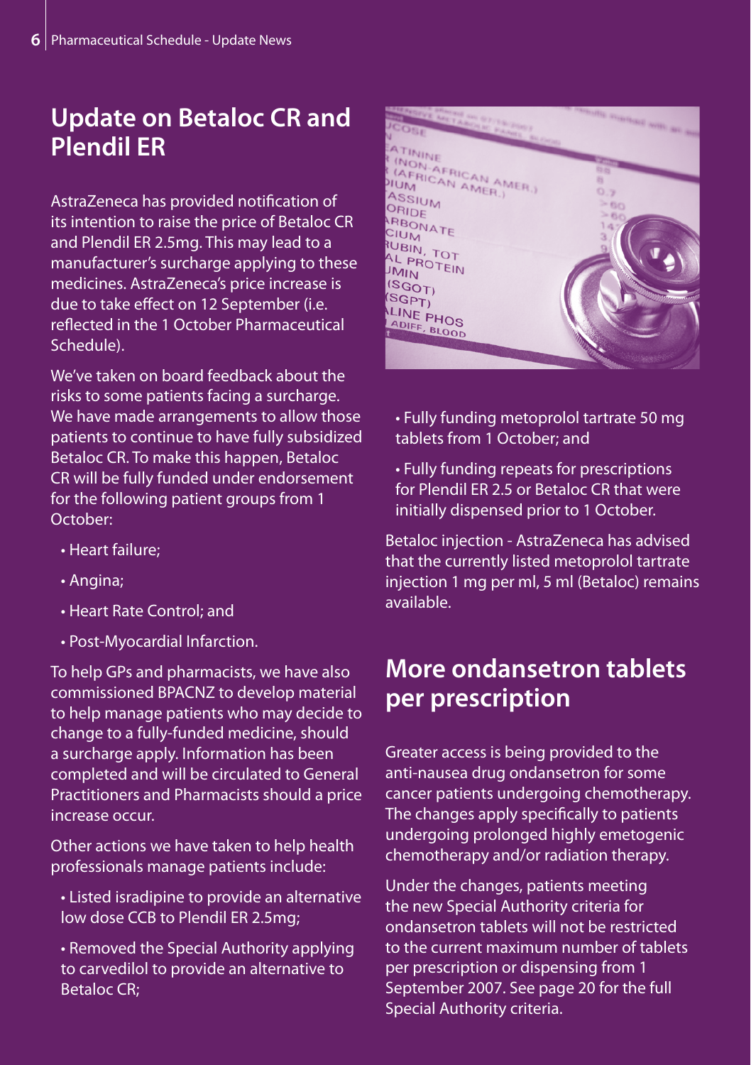## Update on Betaloc CR and Plendil ER

AstraZeneca has provided notification of its intention to raise the price of Betaloc CR and Plendil ER 2.5mg. This may lead to a manufacturer's surcharge applying to these medicines. AstraZeneca's price increase is due to take effect on 12 September (i.e. reflected in the 1 October Pharmaceutical Schedule).

We've taken on board feedback about the risks to some patients facing a surcharge. We have made arrangements to allow those patients to continue to have fully subsidized Betaloc CR. To make this happen, Betaloc CR will be fully funded under endorsement for the following patient groups from 1 October:

- Heart failure;
- Angina;
- Heart Rate Control; and
- Post-Myocardial Infarction.

To help GPs and pharmacists, we have also commissioned BPACNZ to develop material to help manage patients who may decide to change to a fully-funded medicine, should a surcharge apply. Information has been completed and will be circulated to General Practitioners and Pharmacists should a price increase occur.

Other actions we have taken to help health professionals manage patients include:

- Listed isradipine to provide an alternative low dose CCB to Plendil ER 2.5mg;
- Removed the Special Authority applying to carvedilol to provide an alternative to Betaloc CR;
- Fully funding metoprolol tartrate 50 mg tablets from 1 October; and
- Fully funding repeats for prescriptions for Plendil ER 2.5 or Betaloc CR that were initially dispensed prior to 1 October.

Betaloc injection - AstraZeneca has advised that the currently listed metoprolol tartrate injection 1 mg per ml, 5 ml (Betaloc) remains available.

## More ondansetron tablets per prescription

Greater access is being provided to the anti-nausea drug ondansetron for some cancer patients undergoing chemotherapy. The changes apply specifically to patients undergoing prolonged highly emetogenic chemotherapy and/or radiation therapy.

Under the changes, patients meeting the new Special Authority criteria for ondansetron tablets will not be restricted to the current maximum number of tablets per prescription or dispensing from 1 September 2007. See page 20 for the full Special Authority criteria.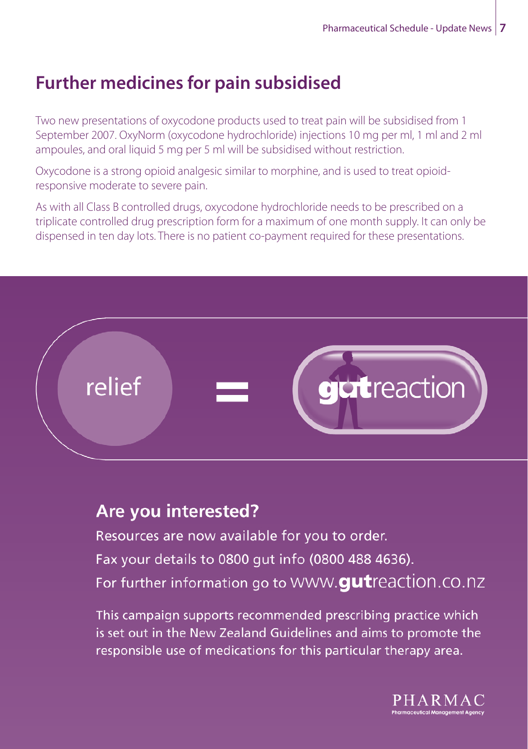## Further medicines for pain subsidised

Two new presentations of oxycodone products used to treat pain will be subsidised from 1 September 2007. OxyNorm (oxycodone hydrochloride) injections 10 mg per ml, 1 ml and 2 ml ampoules, and oral liquid 5 mg per 5 ml will be subsidised without restriction.

Oxycodone is a strong opioid analgesic similar to morphine, and is used to treat opioid-responsive moderate to severe pain.

As with all Class B controlled drugs, oxycodone hydrochloride needs to be prescribed on a triplicate controlled drug prescription form for a maximum of one month supply. It can only be dispensed in ten day lots. There is no patient co-payment required for these presentations.

relief = **gut**reaction

### Are you interested?

Resources are now available for you to order.

Fax your details to 0800 gut info (0800 488 4636).

For further information go to www.**gut**reaction.co.nz

This campaign supports recommended prescribing practice which is set out in the New Zealand Guidelines and aims to promote the responsible use of medications for this particular therapy area.

PHARMAC
Pharmaceutical Management Agency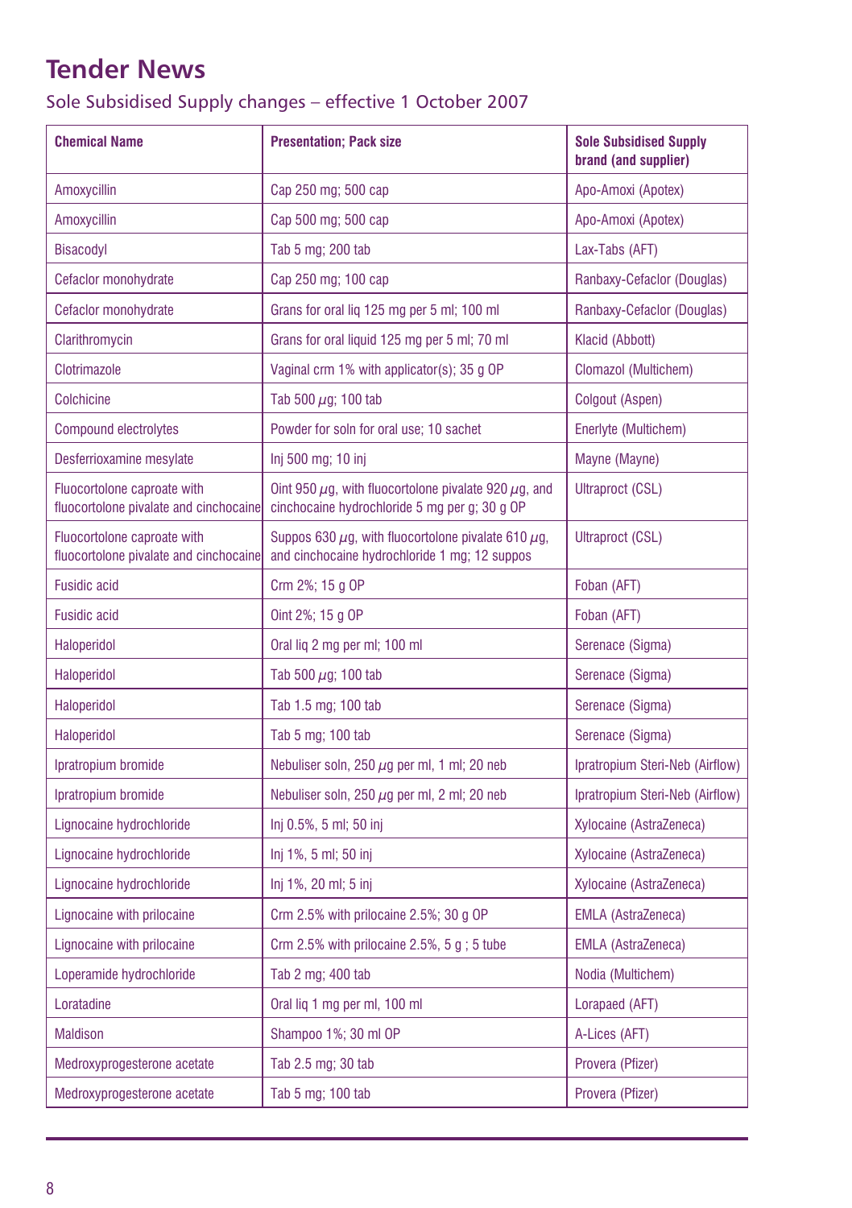# Tender News

## Sole Subsidised Supply changes – effective 1 October 2007

| Chemical Name | Presentation; Pack size | Sole Subsidised Supply brand (and supplier) |
|---|---|---|
| Amoxycillin | Cap 250 mg; 500 cap | Apo-Amoxi (Apotex) |
| Amoxycillin | Cap 500 mg; 500 cap | Apo-Amoxi (Apotex) |
| Bisacodyl | Tab 5 mg; 200 tab | Lax-Tabs (AFT) |
| Cefaclor monohydrate | Cap 250 mg; 100 cap | Ranbaxy-Cefaclor (Douglas) |
| Cefaclor monohydrate | Grans for oral liq 125 mg per 5 ml; 100 ml | Ranbaxy-Cefaclor (Douglas) |
| Clarithromycin | Grans for oral liquid 125 mg per 5 ml; 70 ml | Klacid (Abbott) |
| Clotrimazole | Vaginal crm 1% with applicator(s); 35 g OP | Clomazol (Multichem) |
| Colchicine | Tab 500 $\mu$g; 100 tab | Colgout (Aspen) |
| Compound electrolytes | Powder for soln for oral use; 10 sachet | Enerlyte (Multichem) |
| Desferrioxamine mesylate | Inj 500 mg; 10 inj | Mayne (Mayne) |
| Fluocortolone caproate with fluocortolone pivalate and cinchocaine | Oint 950 $\mu$g, with fluocortolone pivalate 920 $\mu$g, and cinchocaine hydrochloride 5 mg per g; 30 g OP | Ultraproct (CSL) |
| Fluocortolone caproate with fluocortolone pivalate and cinchocaine | Suppos 630 $\mu$g, with fluocortolone pivalate 610 $\mu$g, and cinchocaine hydrochloride 1 mg; 12 suppos | Ultraproct (CSL) |
| Fusidic acid | Crm 2%; 15 g OP | Foban (AFT) |
| Fusidic acid | Oint 2%; 15 g OP | Foban (AFT) |
| Haloperidol | Oral liq 2 mg per ml; 100 ml | Serenace (Sigma) |
| Haloperidol | Tab 500 $\mu$g; 100 tab | Serenace (Sigma) |
| Haloperidol | Tab 1.5 mg; 100 tab | Serenace (Sigma) |
| Haloperidol | Tab 5 mg; 100 tab | Serenace (Sigma) |
| Ipratropium bromide | Nebuliser soln, 250 $\mu$g per ml, 1 ml; 20 neb | Ipratropium Steri-Neb (Airflow) |
| Ipratropium bromide | Nebuliser soln, 250 $\mu$g per ml, 2 ml; 20 neb | Ipratropium Steri-Neb (Airflow) |
| Lignocaine hydrochloride | Inj 0.5%, 5 ml; 50 inj | Xylocaine (AstraZeneca) |
| Lignocaine hydrochloride | Inj 1%, 5 ml; 50 inj | Xylocaine (AstraZeneca) |
| Lignocaine hydrochloride | Inj 1%, 20 ml; 5 inj | Xylocaine (AstraZeneca) |
| Lignocaine with prilocaine | Crm 2.5% with prilocaine 2.5%; 30 g OP | EMLA (AstraZeneca) |
| Lignocaine with prilocaine | Crm 2.5% with prilocaine 2.5%, 5 g ; 5 tube | EMLA (AstraZeneca) |
| Loperamide hydrochloride | Tab 2 mg; 400 tab | Nodia (Multichem) |
| Loratadine | Oral liq 1 mg per ml, 100 ml | Lorapaed (AFT) |
| Maldison | Shampoo 1%; 30 ml OP | A-Lices (AFT) |
| Medroxyprogesterone acetate | Tab 2.5 mg; 30 tab | Provera (Pfizer) |
| Medroxyprogesterone acetate | Tab 5 mg; 100 tab | Provera (Pfizer) |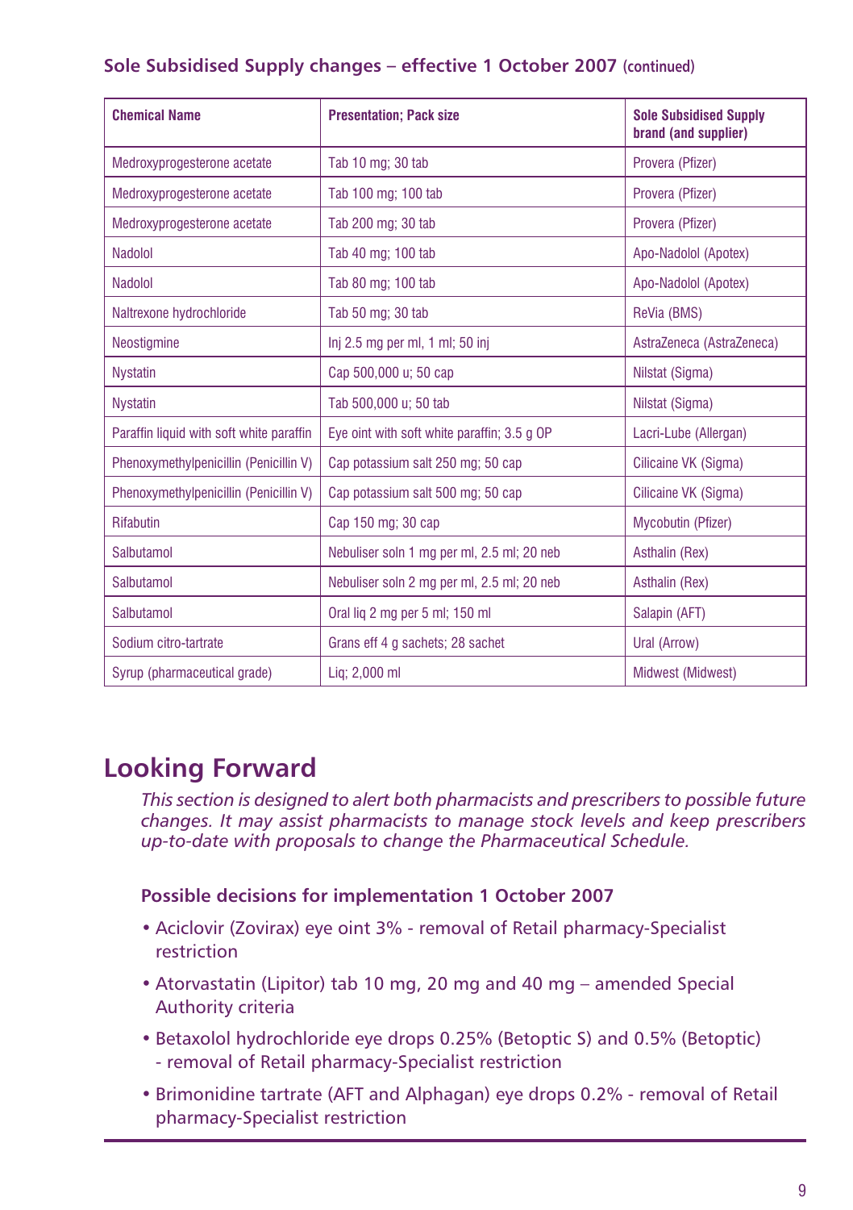## Sole Subsidised Supply changes – effective 1 October 2007 (continued)

| Chemical Name | Presentation; Pack size | Sole Subsidised Supply brand (and supplier) |
|---|---|---|
| Medroxyprogesterone acetate | Tab 10 mg; 30 tab | Provera (Pfizer) |
| Medroxyprogesterone acetate | Tab 100 mg; 100 tab | Provera (Pfizer) |
| Medroxyprogesterone acetate | Tab 200 mg; 30 tab | Provera (Pfizer) |
| Nadolol | Tab 40 mg; 100 tab | Apo-Nadolol (Apotex) |
| Nadolol | Tab 80 mg; 100 tab | Apo-Nadolol (Apotex) |
| Naltrexone hydrochloride | Tab 50 mg; 30 tab | ReVia (BMS) |
| Neostigmine | Inj 2.5 mg per ml, 1 ml; 50 inj | AstraZeneca (AstraZeneca) |
| Nystatin | Cap 500,000 u; 50 cap | Nilstat (Sigma) |
| Nystatin | Tab 500,000 u; 50 tab | Nilstat (Sigma) |
| Paraffin liquid with soft white paraffin | Eye oint with soft white paraffin; 3.5 g OP | Lacri-Lube (Allergan) |
| Phenoxymethylpenicillin (Penicillin V) | Cap potassium salt 250 mg; 50 cap | Cilicaine VK (Sigma) |
| Phenoxymethylpenicillin (Penicillin V) | Cap potassium salt 500 mg; 50 cap | Cilicaine VK (Sigma) |
| Rifabutin | Cap 150 mg; 30 cap | Mycobutin (Pfizer) |
| Salbutamol | Nebuliser soln 1 mg per ml, 2.5 ml; 20 neb | Asthalin (Rex) |
| Salbutamol | Nebuliser soln 2 mg per ml, 2.5 ml; 20 neb | Asthalin (Rex) |
| Salbutamol | Oral liq 2 mg per 5 ml; 150 ml | Salapin (AFT) |
| Sodium citro-tartrate | Grans eff 4 g sachets; 28 sachet | Ural (Arrow) |
| Syrup (pharmaceutical grade) | Liq; 2,000 ml | Midwest (Midwest) |

# Looking Forward

*This section is designed to alert both pharmacists and prescribers to possible future changes. It may assist pharmacists to manage stock levels and keep prescribers up-to-date with proposals to change the Pharmaceutical Schedule.*

### Possible decisions for implementation 1 October 2007

- Aciclovir (Zovirax) eye oint 3% - removal of Retail pharmacy-Specialist restriction
- Atorvastatin (Lipitor) tab 10 mg, 20 mg and 40 mg – amended Special Authority criteria
- Betaxolol hydrochloride eye drops 0.25% (Betoptic S) and 0.5% (Betoptic) - removal of Retail pharmacy-Specialist restriction
- Brimonidine tartrate (AFT and Alphagan) eye drops 0.2% - removal of Retail pharmacy-Specialist restriction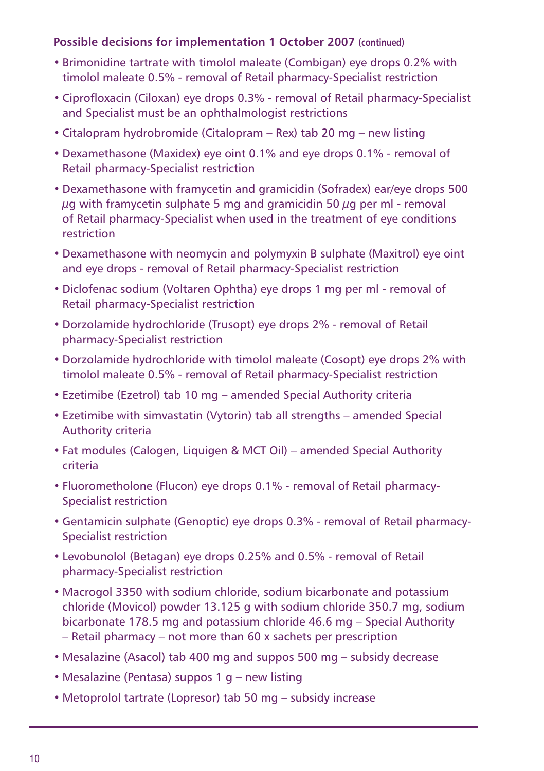**Possible decisions for implementation 1 October 2007 (continued)**

- Brimonidine tartrate with timolol maleate (Combigan) eye drops 0.2% with timolol maleate 0.5% - removal of Retail pharmacy-Specialist restriction
- Ciprofloxacin (Ciloxan) eye drops 0.3% - removal of Retail pharmacy-Specialist and Specialist must be an ophthalmologist restrictions
- Citalopram hydrobromide (Citalopram – Rex) tab 20 mg – new listing
- Dexamethasone (Maxidex) eye oint 0.1% and eye drops 0.1% - removal of Retail pharmacy-Specialist restriction
- Dexamethasone with framycetin and gramicidin (Sofradex) ear/eye drops 500 $\mu$g with framycetin sulphate 5 mg and gramicidin 50 $\mu$g per ml - removal of Retail pharmacy-Specialist when used in the treatment of eye conditions restriction
- Dexamethasone with neomycin and polymyxin B sulphate (Maxitrol) eye oint and eye drops - removal of Retail pharmacy-Specialist restriction
- Diclofenac sodium (Voltaren Ophtha) eye drops 1 mg per ml - removal of Retail pharmacy-Specialist restriction
- Dorzolamide hydrochloride (Trusopt) eye drops 2% - removal of Retail pharmacy-Specialist restriction
- Dorzolamide hydrochloride with timolol maleate (Cosopt) eye drops 2% with timolol maleate 0.5% - removal of Retail pharmacy-Specialist restriction
- Ezetimibe (Ezetrol) tab 10 mg – amended Special Authority criteria
- Ezetimibe with simvastatin (Vytorin) tab all strengths – amended Special Authority criteria
- Fat modules (Calogen, Liquigen & MCT Oil) – amended Special Authority criteria
- Fluorometholone (Flucon) eye drops 0.1% - removal of Retail pharmacy-Specialist restriction
- Gentamicin sulphate (Genoptic) eye drops 0.3% - removal of Retail pharmacy-Specialist restriction
- Levobunolol (Betagan) eye drops 0.25% and 0.5% - removal of Retail pharmacy-Specialist restriction
- Macrogol 3350 with sodium chloride, sodium bicarbonate and potassium chloride (Movicol) powder 13.125 g with sodium chloride 350.7 mg, sodium bicarbonate 178.5 mg and potassium chloride 46.6 mg – Special Authority – Retail pharmacy – not more than 60 x sachets per prescription
- Mesalazine (Asacol) tab 400 mg and suppos 500 mg – subsidy decrease
- Mesalazine (Pentasa) suppos 1 g – new listing
- Metoprolol tartrate (Lopresor) tab 50 mg – subsidy increase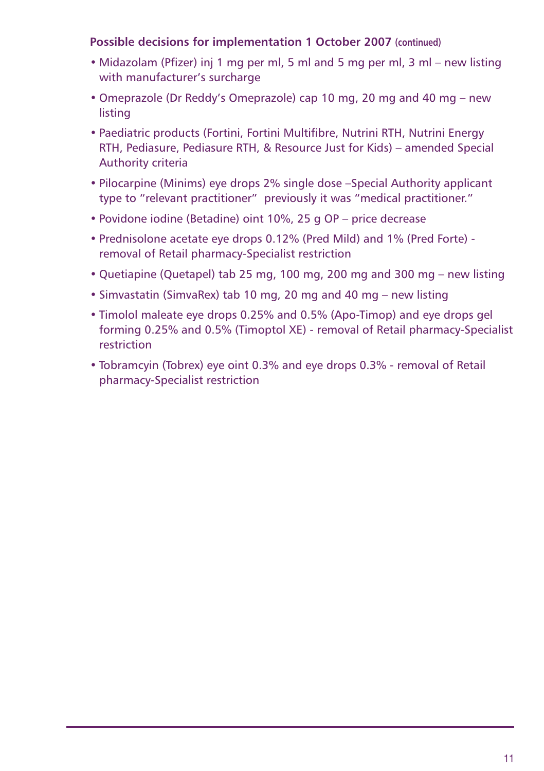**Possible decisions for implementation 1 October 2007** (continued)

- Midazolam (Pfizer) inj 1 mg per ml, 5 ml and 5 mg per ml, 3 ml – new listing with manufacturer's surcharge
- Omeprazole (Dr Reddy's Omeprazole) cap 10 mg, 20 mg and 40 mg – new listing
- Paediatric products (Fortini, Fortini Multifibre, Nutrini RTH, Nutrini Energy RTH, Pediasure, Pediasure RTH, & Resource Just for Kids) – amended Special Authority criteria
- Pilocarpine (Minims) eye drops 2% single dose –Special Authority applicant type to "relevant practitioner"  previously it was "medical practitioner."
- Povidone iodine (Betadine) oint 10%, 25 g OP – price decrease
- Prednisolone acetate eye drops 0.12% (Pred Mild) and 1% (Pred Forte) - removal of Retail pharmacy-Specialist restriction
- Quetiapine (Quetapel) tab 25 mg, 100 mg, 200 mg and 300 mg – new listing
- Simvastatin (SimvaRex) tab 10 mg, 20 mg and 40 mg – new listing
- Timolol maleate eye drops 0.25% and 0.5% (Apo-Timop) and eye drops gel forming 0.25% and 0.5% (Timoptol XE) - removal of Retail pharmacy-Specialist restriction
- Tobramcyin (Tobrex) eye oint 0.3% and eye drops 0.3% - removal of Retail pharmacy-Specialist restriction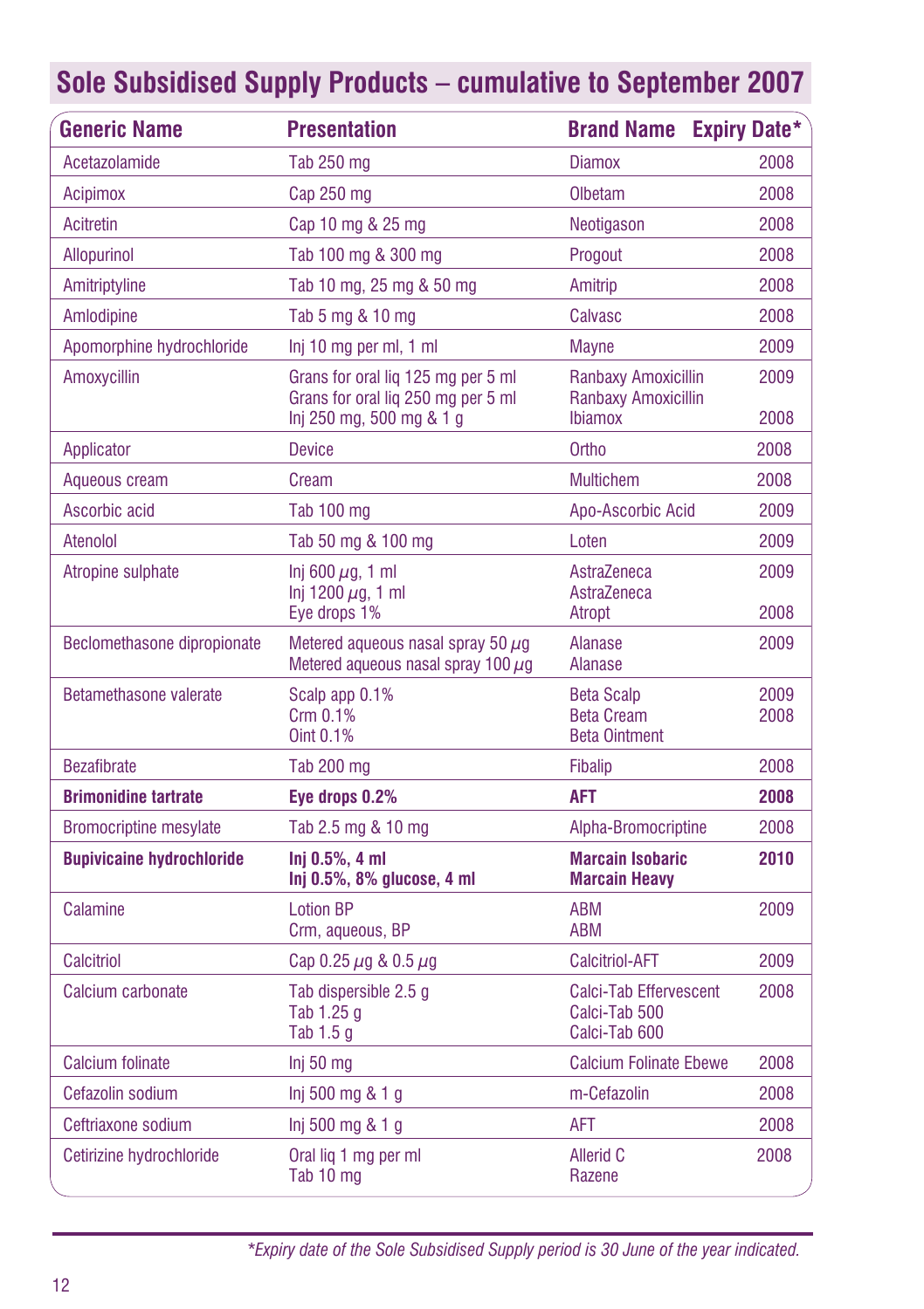## Sole Subsidised Supply Products – cumulative to September 2007

| Generic Name | Presentation | Brand Name | Expiry Date* |
|---|---|---|---|
| Acetazolamide | Tab 250 mg | Diamox | 2008 |
| Acipimox | Cap 250 mg | Olbetam | 2008 |
| Acitretin | Cap 10 mg & 25 mg | Neotigason | 2008 |
| Allopurinol | Tab 100 mg & 300 mg | Progout | 2008 |
| Amitriptyline | Tab 10 mg, 25 mg & 50 mg | Amitrip | 2008 |
| Amlodipine | Tab 5 mg & 10 mg | Calvasc | 2008 |
| Apomorphine hydrochloride | Inj 10 mg per ml, 1 ml | Mayne | 2009 |
| Amoxycillin | Grans for oral liq 125 mg per 5 ml<br>Grans for oral liq 250 mg per 5 ml<br>Inj 250 mg, 500 mg & 1 g | Ranbaxy Amoxicillin<br>Ranbaxy Amoxicillin<br>Ibiamox | 2009<br><br>2008 |
| Applicator | Device | Ortho | 2008 |
| Aqueous cream | Cream | Multichem | 2008 |
| Ascorbic acid | Tab 100 mg | Apo-Ascorbic Acid | 2009 |
| Atenolol | Tab 50 mg & 100 mg | Loten | 2009 |
| Atropine sulphate | Inj 600 µg, 1 ml<br>Inj 1200 µg, 1 ml<br>Eye drops 1% | AstraZeneca<br>AstraZeneca<br>Atropt | 2009<br><br>2008 |
| Beclomethasone dipropionate | Metered aqueous nasal spray 50 µg<br>Metered aqueous nasal spray 100 µg | Alanase<br>Alanase | 2009 |
| Betamethasone valerate | Scalp app 0.1%<br>Crm 0.1%<br>Oint 0.1% | Beta Scalp<br>Beta Cream<br>Beta Ointment | 2009<br>2008 |
| Bezafibrate | Tab 200 mg | Fibalip | 2008 |
| **Brimonidine tartrate** | **Eye drops 0.2%** | **AFT** | **2008** |
| Bromocriptine mesylate | Tab 2.5 mg & 10 mg | Alpha-Bromocriptine | 2008 |
| **Bupivicaine hydrochloride** | **Inj 0.5%, 4 ml**<br>**Inj 0.5%, 8% glucose, 4 ml** | **Marcain Isobaric**<br>**Marcain Heavy** | **2010** |
| Calamine | Lotion BP<br>Crm, aqueous, BP | ABM<br>ABM | 2009 |
| Calcitriol | Cap 0.25 µg & 0.5 µg | Calcitriol-AFT | 2009 |
| Calcium carbonate | Tab dispersible 2.5 g<br>Tab 1.25 g<br>Tab 1.5 g | Calci-Tab Effervescent<br>Calci-Tab 500<br>Calci-Tab 600 | 2008 |
| Calcium folinate | Inj 50 mg | Calcium Folinate Ebewe | 2008 |
| Cefazolin sodium | Inj 500 mg & 1 g | m-Cefazolin | 2008 |
| Ceftriaxone sodium | Inj 500 mg & 1 g | AFT | 2008 |
| Cetirizine hydrochloride | Oral liq 1 mg per ml<br>Tab 10 mg | Allerid C<br>Razene | 2008 |

*\*Expiry date of the Sole Subsidised Supply period is 30 June of the year indicated.*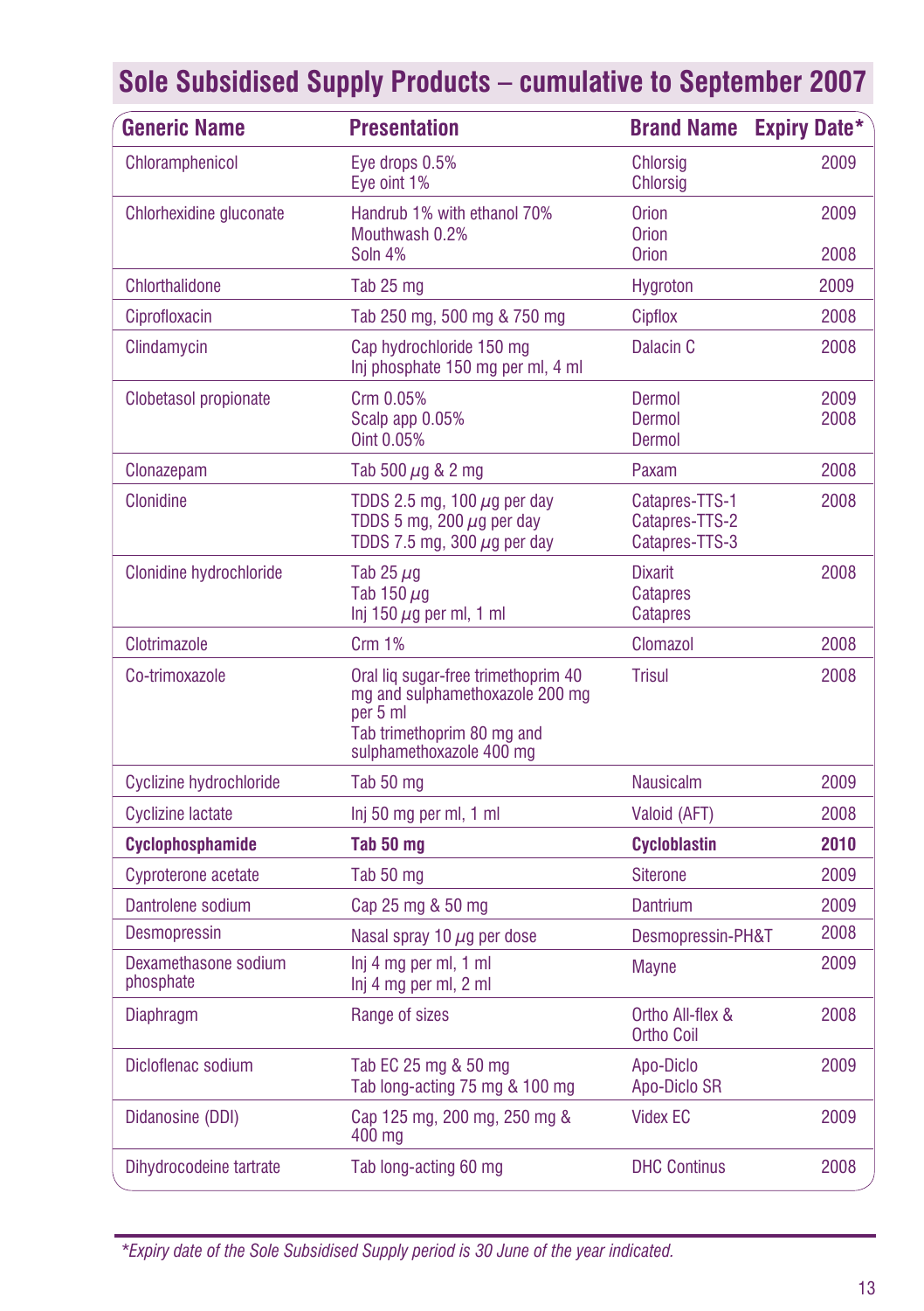# Sole Subsidised Supply Products – cumulative to September 2007

| Generic Name | Presentation | Brand Name | Expiry Date* |
|---|---|---|---|
| Chloramphenicol | Eye drops 0.5%<br>Eye oint 1% | Chlorsig<br>Chlorsig | 2009 |
| Chlorhexidine gluconate | Handrub 1% with ethanol 70%<br>Mouthwash 0.2%<br>Soln 4% | Orion<br>Orion<br>Orion | 2009<br><br>2008 |
| Chlorthalidone | Tab 25 mg | Hygroton | 2009 |
| Ciprofloxacin | Tab 250 mg, 500 mg & 750 mg | Cipflox | 2008 |
| Clindamycin | Cap hydrochloride 150 mg<br>Inj phosphate 150 mg per ml, 4 ml | Dalacin C | 2008 |
| Clobetasol propionate | Crm 0.05%<br>Scalp app 0.05%<br>Oint 0.05% | Dermol<br>Dermol<br>Dermol | 2009<br>2008 |
| Clonazepam | Tab 500 µg & 2 mg | Paxam | 2008 |
| Clonidine | TDDS 2.5 mg, 100 µg per day<br>TDDS 5 mg, 200 µg per day<br>TDDS 7.5 mg, 300 µg per day | Catapres-TTS-1<br>Catapres-TTS-2<br>Catapres-TTS-3 | 2008 |
| Clonidine hydrochloride | Tab 25 µg<br>Tab 150 µg<br>Inj 150 µg per ml, 1 ml | Dixarit<br>Catapres<br>Catapres | 2008 |
| Clotrimazole | Crm 1% | Clomazol | 2008 |
| Co-trimoxazole | Oral liq sugar-free trimethoprim 40 mg and sulphamethoxazole 200 mg per 5 ml<br>Tab trimethoprim 80 mg and sulphamethoxazole 400 mg | Trisul | 2008 |
| Cyclizine hydrochloride | Tab 50 mg | Nausicalm | 2009 |
| Cyclizine lactate | Inj 50 mg per ml, 1 ml | Valoid (AFT) | 2008 |
| **Cyclophosphamide** | **Tab 50 mg** | **Cycloblastin** | **2010** |
| Cyproterone acetate | Tab 50 mg | Siterone | 2009 |
| Dantrolene sodium | Cap 25 mg & 50 mg | Dantrium | 2009 |
| Desmopressin | Nasal spray 10 µg per dose | Desmopressin-PH&T | 2008 |
| Dexamethasone sodium phosphate | Inj 4 mg per ml, 1 ml<br>Inj 4 mg per ml, 2 ml | Mayne | 2009 |
| Diaphragm | Range of sizes | Ortho All-flex & Ortho Coil | 2008 |
| Dicloflenac sodium | Tab EC 25 mg & 50 mg<br>Tab long-acting 75 mg & 100 mg | Apo-Diclo<br>Apo-Diclo SR | 2009 |
| Didanosine (DDI) | Cap 125 mg, 200 mg, 250 mg & 400 mg | Videx EC | 2009 |
| Dihydrocodeine tartrate | Tab long-acting 60 mg | DHC Continus | 2008 |

*Expiry date of the Sole Subsidised Supply period is 30 June of the year indicated.*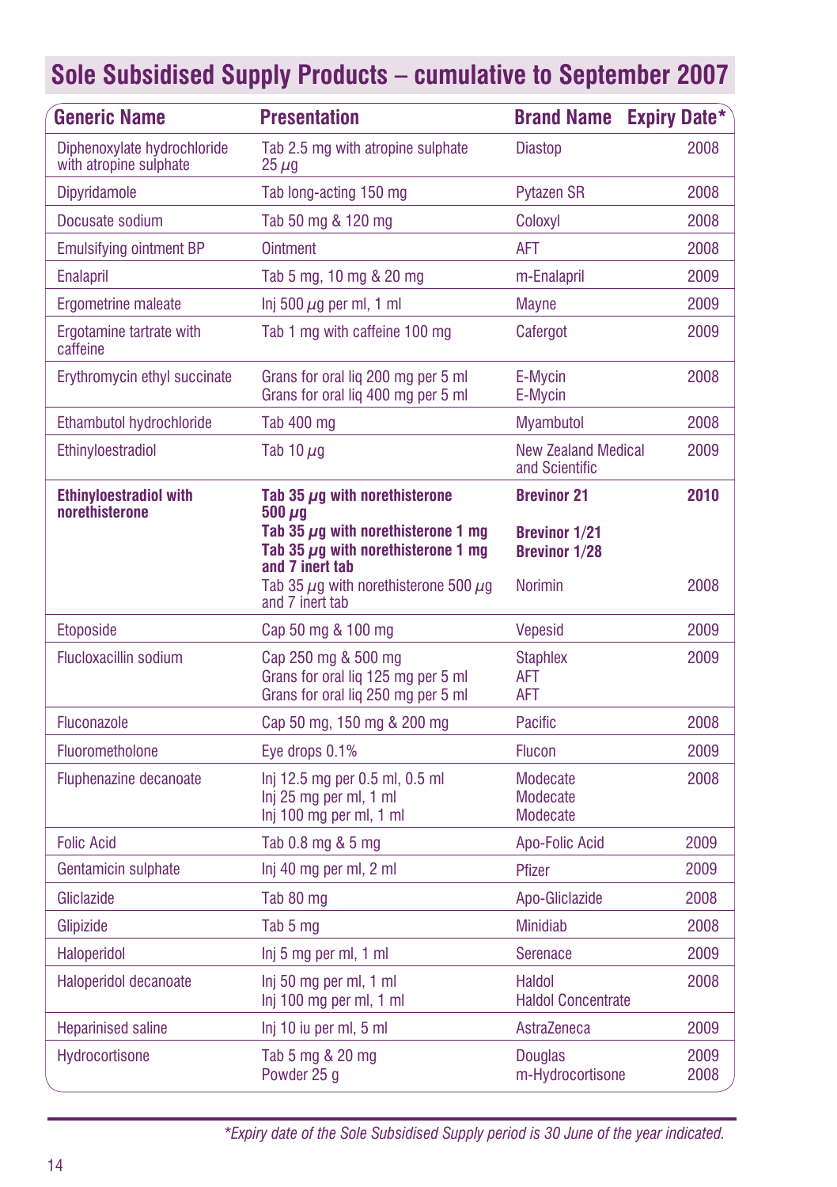## Sole Subsidised Supply Products – cumulative to September 2007

| Generic Name | Presentation | Brand Name | Expiry Date* |
|---|---|---|---|
| Diphenoxylate hydrochloride with atropine sulphate | Tab 2.5 mg with atropine sulphate 25 µg | Diastop | 2008 |
| Dipyridamole | Tab long-acting 150 mg | Pytazen SR | 2008 |
| Docusate sodium | Tab 50 mg & 120 mg | Coloxyl | 2008 |
| Emulsifying ointment BP | Ointment | AFT | 2008 |
| Enalapril | Tab 5 mg, 10 mg & 20 mg | m-Enalapril | 2009 |
| Ergometrine maleate | Inj 500 µg per ml, 1 ml | Mayne | 2009 |
| Ergotamine tartrate with caffeine | Tab 1 mg with caffeine 100 mg | Cafergot | 2009 |
| Erythromycin ethyl succinate | Grans for oral liq 200 mg per 5 ml<br>Grans for oral liq 400 mg per 5 ml | E-Mycin<br>E-Mycin | 2008 |
| Ethambutol hydrochloride | Tab 400 mg | Myambutol | 2008 |
| Ethinyloestradiol | Tab 10 µg | New Zealand Medical and Scientific | 2009 |
| **Ethinyloestradiol with norethisterone** | **Tab 35 µg with norethisterone 500 µg**<br>**Tab 35 µg with norethisterone 1 mg**<br>**Tab 35 µg with norethisterone 1 mg and 7 inert tab**<br>Tab 35 µg with norethisterone 500 µg and 7 inert tab | **Brevinor 21**<br>**Brevinor 1/21**<br>**Brevinor 1/28**<br>Norimin | **2010**<br><br><br>2008 |
| Etoposide | Cap 50 mg & 100 mg | Vepesid | 2009 |
| Flucloxacillin sodium | Cap 250 mg & 500 mg<br>Grans for oral liq 125 mg per 5 ml<br>Grans for oral liq 250 mg per 5 ml | Staphlex<br>AFT<br>AFT | 2009 |
| Fluconazole | Cap 50 mg, 150 mg & 200 mg | Pacific | 2008 |
| Fluorometholone | Eye drops 0.1% | Flucon | 2009 |
| Fluphenazine decanoate | Inj 12.5 mg per 0.5 ml, 0.5 ml<br>Inj 25 mg per ml, 1 ml<br>Inj 100 mg per ml, 1 ml | Modecate<br>Modecate<br>Modecate | 2008 |
| Folic Acid | Tab 0.8 mg & 5 mg | Apo-Folic Acid | 2009 |
| Gentamicin sulphate | Inj 40 mg per ml, 2 ml | Pfizer | 2009 |
| Gliclazide | Tab 80 mg | Apo-Gliclazide | 2008 |
| Glipizide | Tab 5 mg | Minidiab | 2008 |
| Haloperidol | Inj 5 mg per ml, 1 ml | Serenace | 2009 |
| Haloperidol decanoate | Inj 50 mg per ml, 1 ml<br>Inj 100 mg per ml, 1 ml | Haldol<br>Haldol Concentrate | 2008 |
| Heparinised saline | Inj 10 iu per ml, 5 ml | AstraZeneca | 2009 |
| Hydrocortisone | Tab 5 mg & 20 mg<br>Powder 25 g | Douglas<br>m-Hydrocortisone | 2009<br>2008 |

*Expiry date of the Sole Subsidised Supply period is 30 June of the year indicated.*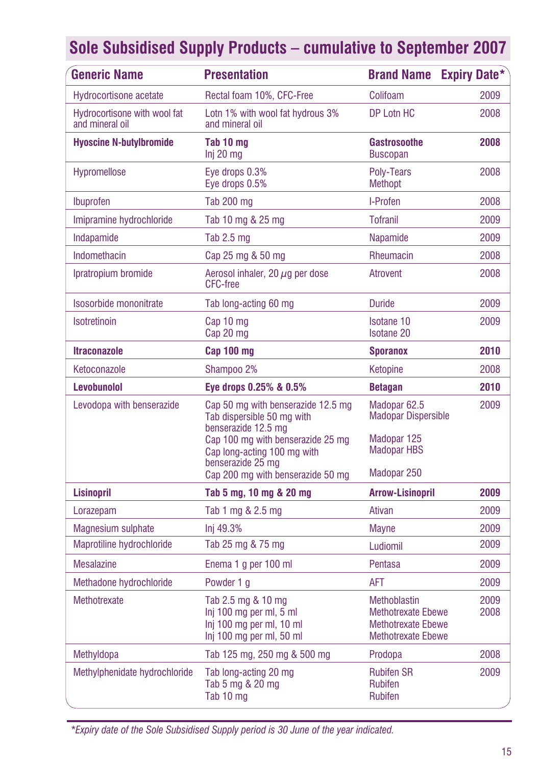## Sole Subsidised Supply Products – cumulative to September 2007

| Generic Name | Presentation | Brand Name | Expiry Date* |
|---|---|---|---|
| Hydrocortisone acetate | Rectal foam 10%, CFC-Free | Colifoam | 2009 |
| Hydrocortisone with wool fat and mineral oil | Lotn 1% with wool fat hydrous 3% and mineral oil | DP Lotn HC | 2008 |
| **Hyoscine N-butylbromide** | **Tab 10 mg**<br>Inj 20 mg | **Gastrosoothe**<br>Buscopan | **2008** |
| Hypromellose | Eye drops 0.3%<br>Eye drops 0.5% | Poly-Tears<br>Methopt | 2008 |
| Ibuprofen | Tab 200 mg | I-Profen | 2008 |
| Imipramine hydrochloride | Tab 10 mg & 25 mg | Tofranil | 2009 |
| Indapamide | Tab 2.5 mg | Napamide | 2009 |
| Indomethacin | Cap 25 mg & 50 mg | Rheumacin | 2008 |
| Ipratropium bromide | Aerosol inhaler, 20 µg per dose CFC-free | Atrovent | 2008 |
| Isosorbide mononitrate | Tab long-acting 60 mg | Duride | 2009 |
| Isotretinoin | Cap 10 mg<br>Cap 20 mg | Isotane 10<br>Isotane 20 | 2009 |
| **Itraconazole** | **Cap 100 mg** | **Sporanox** | **2010** |
| Ketoconazole | Shampoo 2% | Ketopine | 2008 |
| **Levobunolol** | **Eye drops 0.25% & 0.5%** | **Betagan** | **2010** |
| Levodopa with benserazide | Cap 50 mg with benserazide 12.5 mg<br>Tab dispersible 50 mg with benserazide 12.5 mg<br>Cap 100 mg with benserazide 25 mg<br>Cap long-acting 100 mg with benserazide 25 mg<br>Cap 200 mg with benserazide 50 mg | Madopar 62.5<br>Madopar Dispersible<br>Madopar 125<br>Madopar HBS<br>Madopar 250 | 2009 |
| **Lisinopril** | **Tab 5 mg, 10 mg & 20 mg** | **Arrow-Lisinopril** | **2009** |
| Lorazepam | Tab 1 mg & 2.5 mg | Ativan | 2009 |
| Magnesium sulphate | Inj 49.3% | Mayne | 2009 |
| Maprotiline hydrochloride | Tab 25 mg & 75 mg | Ludiomil | 2009 |
| Mesalazine | Enema 1 g per 100 ml | Pentasa | 2009 |
| Methadone hydrochloride | Powder 1 g | AFT | 2009 |
| Methotrexate | Tab 2.5 mg & 10 mg<br>Inj 100 mg per ml, 5 ml<br>Inj 100 mg per ml, 10 ml<br>Inj 100 mg per ml, 50 ml | Methoblastin<br>Methotrexate Ebewe<br>Methotrexate Ebewe<br>Methotrexate Ebewe | 2009<br>2008 |
| Methyldopa | Tab 125 mg, 250 mg & 500 mg | Prodopa | 2008 |
| Methylphenidate hydrochloride | Tab long-acting 20 mg<br>Tab 5 mg & 20 mg<br>Tab 10 mg | Rubifen SR<br>Rubifen<br>Rubifen | 2009 |

*\*Expiry date of the Sole Subsidised Supply period is 30 June of the year indicated.*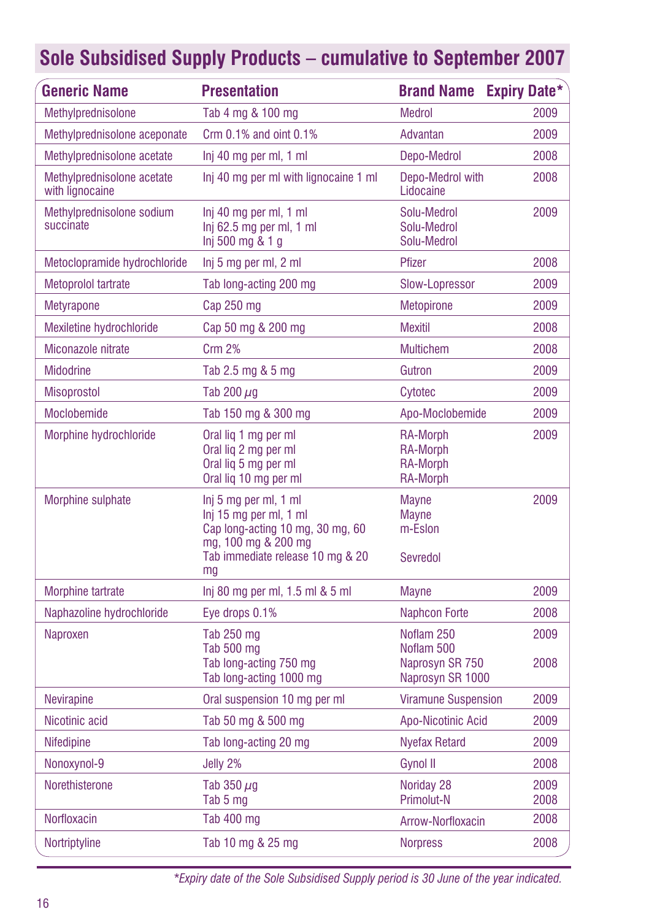## Sole Subsidised Supply Products – cumulative to September 2007

| Generic Name | Presentation | Brand Name | Expiry Date* |
|---|---|---|---|
| Methylprednisolone | Tab 4 mg & 100 mg | Medrol | 2009 |
| Methylprednisolone aceponate | Crm 0.1% and oint 0.1% | Advantan | 2009 |
| Methylprednisolone acetate | Inj 40 mg per ml, 1 ml | Depo-Medrol | 2008 |
| Methylprednisolone acetate with lignocaine | Inj 40 mg per ml with lignocaine 1 ml | Depo-Medrol with Lidocaine | 2008 |
| Methylprednisolone sodium succinate | Inj 40 mg per ml, 1 ml<br>Inj 62.5 mg per ml, 1 ml<br>Inj 500 mg & 1 g | Solu-Medrol<br>Solu-Medrol<br>Solu-Medrol | 2009 |
| Metoclopramide hydrochloride | Inj 5 mg per ml, 2 ml | Pfizer | 2008 |
| Metoprolol tartrate | Tab long-acting 200 mg | Slow-Lopressor | 2009 |
| Metyrapone | Cap 250 mg | Metopirone | 2009 |
| Mexiletine hydrochloride | Cap 50 mg & 200 mg | Mexitil | 2008 |
| Miconazole nitrate | Crm 2% | Multichem | 2008 |
| Midodrine | Tab 2.5 mg & 5 mg | Gutron | 2009 |
| Misoprostol | Tab 200 μg | Cytotec | 2009 |
| Moclobemide | Tab 150 mg & 300 mg | Apo-Moclobemide | 2009 |
| Morphine hydrochloride | Oral liq 1 mg per ml<br>Oral liq 2 mg per ml<br>Oral liq 5 mg per ml<br>Oral liq 10 mg per ml | RA-Morph<br>RA-Morph<br>RA-Morph<br>RA-Morph | 2009 |
| Morphine sulphate | Inj 5 mg per ml, 1 ml<br>Inj 15 mg per ml, 1 ml<br>Cap long-acting 10 mg, 30 mg, 60 mg, 100 mg & 200 mg<br>Tab immediate release 10 mg & 20 mg | Mayne<br>Mayne<br>m-Eslon<br>Sevredol | 2009 |
| Morphine tartrate | Inj 80 mg per ml, 1.5 ml & 5 ml | Mayne | 2009 |
| Naphazoline hydrochloride | Eye drops 0.1% | Naphcon Forte | 2008 |
| Naproxen | Tab 250 mg<br>Tab 500 mg<br>Tab long-acting 750 mg<br>Tab long-acting 1000 mg | Noflam 250<br>Noflam 500<br>Naprosyn SR 750<br>Naprosyn SR 1000 | 2009<br><br>2008 |
| Nevirapine | Oral suspension 10 mg per ml | Viramune Suspension | 2009 |
| Nicotinic acid | Tab 50 mg & 500 mg | Apo-Nicotinic Acid | 2009 |
| Nifedipine | Tab long-acting 20 mg | Nyefax Retard | 2009 |
| Nonoxynol-9 | Jelly 2% | Gynol II | 2008 |
| Norethisterone | Tab 350 μg<br>Tab 5 mg | Noriday 28<br>Primolut-N | 2009<br>2008 |
| Norfloxacin | Tab 400 mg | Arrow-Norfloxacin | 2008 |
| Nortriptyline | Tab 10 mg & 25 mg | Norpress | 2008 |

*Expiry date of the Sole Subsidised Supply period is 30 June of the year indicated.*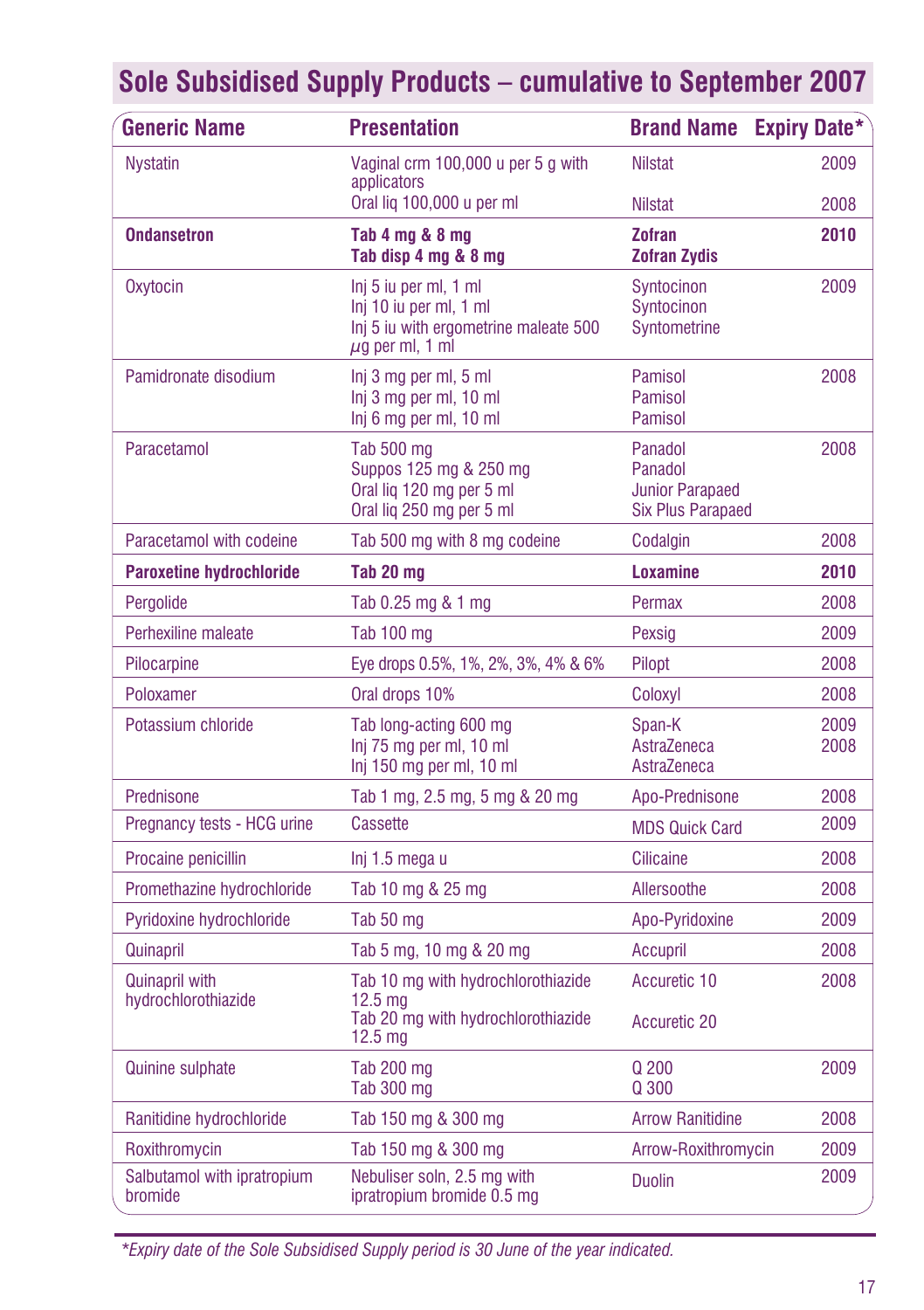## Sole Subsidised Supply Products – cumulative to September 2007

| Generic Name | Presentation | Brand Name | Expiry Date* |
|---|---|---|---|
| Nystatin | Vaginal crm 100,000 u per 5 g with applicators | Nilstat | 2009 |
| | Oral liq 100,000 u per ml | Nilstat | 2008 |
| **Ondansetron** | **Tab 4 mg & 8 mg**<br>**Tab disp 4 mg & 8 mg** | **Zofran**<br>**Zofran Zydis** | **2010** |
| Oxytocin | Inj 5 iu per ml, 1 ml<br>Inj 10 iu per ml, 1 ml<br>Inj 5 iu with ergometrine maleate 500 µg per ml, 1 ml | Syntocinon<br>Syntocinon<br>Syntometrine | 2009 |
| Pamidronate disodium | Inj 3 mg per ml, 5 ml<br>Inj 3 mg per ml, 10 ml<br>Inj 6 mg per ml, 10 ml | Pamisol<br>Pamisol<br>Pamisol | 2008 |
| Paracetamol | Tab 500 mg<br>Suppos 125 mg & 250 mg<br>Oral liq 120 mg per 5 ml<br>Oral liq 250 mg per 5 ml | Panadol<br>Panadol<br>Junior Parapaed<br>Six Plus Parapaed | 2008 |
| Paracetamol with codeine | Tab 500 mg with 8 mg codeine | Codalgin | 2008 |
| **Paroxetine hydrochloride** | **Tab 20 mg** | **Loxamine** | **2010** |
| Pergolide | Tab 0.25 mg & 1 mg | Permax | 2008 |
| Perhexiline maleate | Tab 100 mg | Pexsig | 2009 |
| Pilocarpine | Eye drops 0.5%, 1%, 2%, 3%, 4% & 6% | Pilopt | 2008 |
| Poloxamer | Oral drops 10% | Coloxyl | 2008 |
| Potassium chloride | Tab long-acting 600 mg | Span-K | 2009 |
| | Inj 75 mg per ml, 10 ml<br>Inj 150 mg per ml, 10 ml | AstraZeneca<br>AstraZeneca | 2008 |
| Prednisone | Tab 1 mg, 2.5 mg, 5 mg & 20 mg | Apo-Prednisone | 2008 |
| Pregnancy tests - HCG urine | Cassette | MDS Quick Card | 2009 |
| Procaine penicillin | Inj 1.5 mega u | Cilicaine | 2008 |
| Promethazine hydrochloride | Tab 10 mg & 25 mg | Allersoothe | 2008 |
| Pyridoxine hydrochloride | Tab 50 mg | Apo-Pyridoxine | 2009 |
| Quinapril | Tab 5 mg, 10 mg & 20 mg | Accupril | 2008 |
| Quinapril with hydrochlorothiazide | Tab 10 mg with hydrochlorothiazide 12.5 mg<br>Tab 20 mg with hydrochlorothiazide 12.5 mg | Accuretic 10<br>Accuretic 20 | 2008 |
| Quinine sulphate | Tab 200 mg<br>Tab 300 mg | Q 200<br>Q 300 | 2009 |
| Ranitidine hydrochloride | Tab 150 mg & 300 mg | Arrow Ranitidine | 2008 |
| Roxithromycin | Tab 150 mg & 300 mg | Arrow-Roxithromycin | 2009 |
| Salbutamol with ipratropium bromide | Nebuliser soln, 2.5 mg with ipratropium bromide 0.5 mg | Duolin | 2009 |

*Expiry date of the Sole Subsidised Supply period is 30 June of the year indicated.*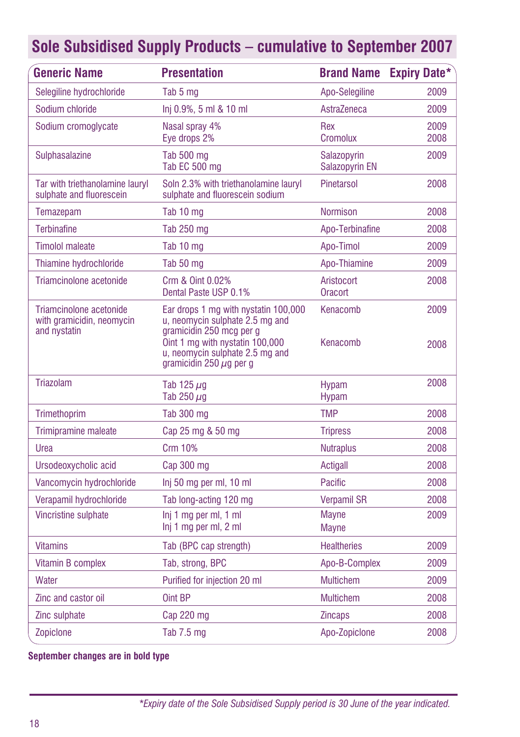## Sole Subsidised Supply Products – cumulative to September 2007

| Generic Name | Presentation | Brand Name | Expiry Date* |
|---|---|---|---|
| Selegiline hydrochloride | Tab 5 mg | Apo-Selegiline | 2009 |
| Sodium chloride | Inj 0.9%, 5 ml & 10 ml | AstraZeneca | 2009 |
| Sodium cromoglycate | Nasal spray 4%<br>Eye drops 2% | Rex<br>Cromolux | 2009<br>2008 |
| Sulphasalazine | Tab 500 mg<br>Tab EC 500 mg | Salazopyrin<br>Salazopyrin EN | 2009 |
| Tar with triethanolamine lauryl sulphate and fluorescein | Soln 2.3% with triethanolamine lauryl sulphate and fluorescein sodium | Pinetarsol | 2008 |
| Temazepam | Tab 10 mg | Normison | 2008 |
| Terbinafine | Tab 250 mg | Apo-Terbinafine | 2008 |
| Timolol maleate | Tab 10 mg | Apo-Timol | 2009 |
| Thiamine hydrochloride | Tab 50 mg | Apo-Thiamine | 2009 |
| Triamcinolone acetonide | Crm & Oint 0.02%<br>Dental Paste USP 0.1% | Aristocort<br>Oracort | 2008 |
| Triamcinolone acetonide with gramicidin, neomycin and nystatin | Ear drops 1 mg with nystatin 100,000 u, neomycin sulphate 2.5 mg and gramicidin 250 mcg per g<br>Oint 1 mg with nystatin 100,000 u, neomycin sulphate 2.5 mg and gramicidin 250 μg per g | Kenacomb<br>Kenacomb | 2009<br>2008 |
| Triazolam | Tab 125 μg<br>Tab 250 μg | Hypam<br>Hypam | 2008 |
| Trimethoprim | Tab 300 mg | TMP | 2008 |
| Trimipramine maleate | Cap 25 mg & 50 mg | Tripress | 2008 |
| Urea | Crm 10% | Nutraplus | 2008 |
| Ursodeoxycholic acid | Cap 300 mg | Actigall | 2008 |
| Vancomycin hydrochloride | Inj 50 mg per ml, 10 ml | Pacific | 2008 |
| Verapamil hydrochloride | Tab long-acting 120 mg | Verpamil SR | 2008 |
| Vincristine sulphate | Inj 1 mg per ml, 1 ml<br>Inj 1 mg per ml, 2 ml | Mayne<br>Mayne | 2009 |
| Vitamins | Tab (BPC cap strength) | Healtheries | 2009 |
| Vitamin B complex | Tab, strong, BPC | Apo-B-Complex | 2009 |
| Water | Purified for injection 20 ml | Multichem | 2009 |
| Zinc and castor oil | Oint BP | Multichem | 2008 |
| Zinc sulphate | Cap 220 mg | Zincaps | 2008 |
| Zopiclone | Tab 7.5 mg | Apo-Zopiclone | 2008 |

**September changes are in bold type**

*\*Expiry date of the Sole Subsidised Supply period is 30 June of the year indicated.*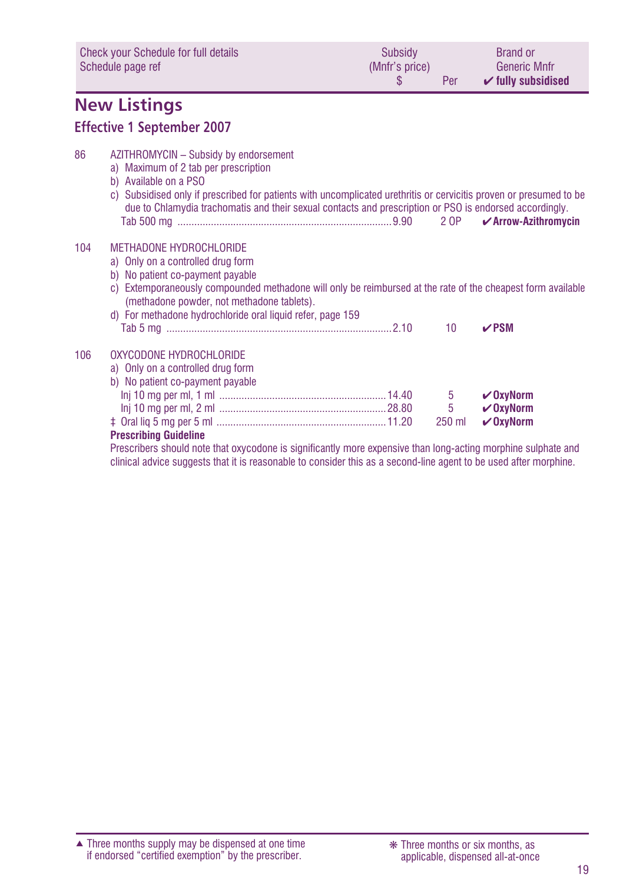| Check your Schedule for full details Schedule page ref | | Subsidy (Mnfr's price) $ | Per | Brand or Generic Mnfr ✔ fully subsidised |
|---|---|---|---|---|

# New Listings

## Effective 1 September 2007

| | | | | |
|---|---|---|---|---|
| 86 | AZITHROMYCIN – Subsidy by endorsement<br>a) Maximum of 2 tab per prescription<br>b) Available on a PSO<br>c) Subsidised only if prescribed for patients with uncomplicated urethritis or cervicitis proven or presumed to be due to Chlamydia trachomatis and their sexual contacts and prescription or PSO is endorsed accordingly. | | | |
| | Tab 500 mg | 9.90 | 2 OP | ✔ **Arrow-Azithromycin** |
| 104 | METHADONE HYDROCHLORIDE<br>a) Only on a controlled drug form<br>b) No patient co-payment payable<br>c) Extemporaneously compounded methadone will only be reimbursed at the rate of the cheapest form available (methadone powder, not methadone tablets).<br>d) For methadone hydrochloride oral liquid refer, page 159 | | | |
| | Tab 5 mg | 2.10 | 10 | ✔ **PSM** |
| 106 | OXYCODONE HYDROCHLORIDE<br>a) Only on a controlled drug form<br>b) No patient co-payment payable | | | |
| | Inj 10 mg per ml, 1 ml | 14.40 | 5 | ✔ **OxyNorm** |
| | Inj 10 mg per ml, 2 ml | 28.80 | 5 | ✔ **OxyNorm** |
| | ‡ Oral liq 5 mg per 5 ml | 11.20 | 250 ml | ✔ **OxyNorm** |

**Prescribing Guideline**

Prescribers should note that oxycodone is significantly more expensive than long-acting morphine sulphate and clinical advice suggests that it is reasonable to consider this as a second-line agent to be used after morphine.

▲ Three months supply may be dispensed at one time if endorsed "certified exemption" by the prescriber.

❋ Three months or six months, as applicable, dispensed all-at-once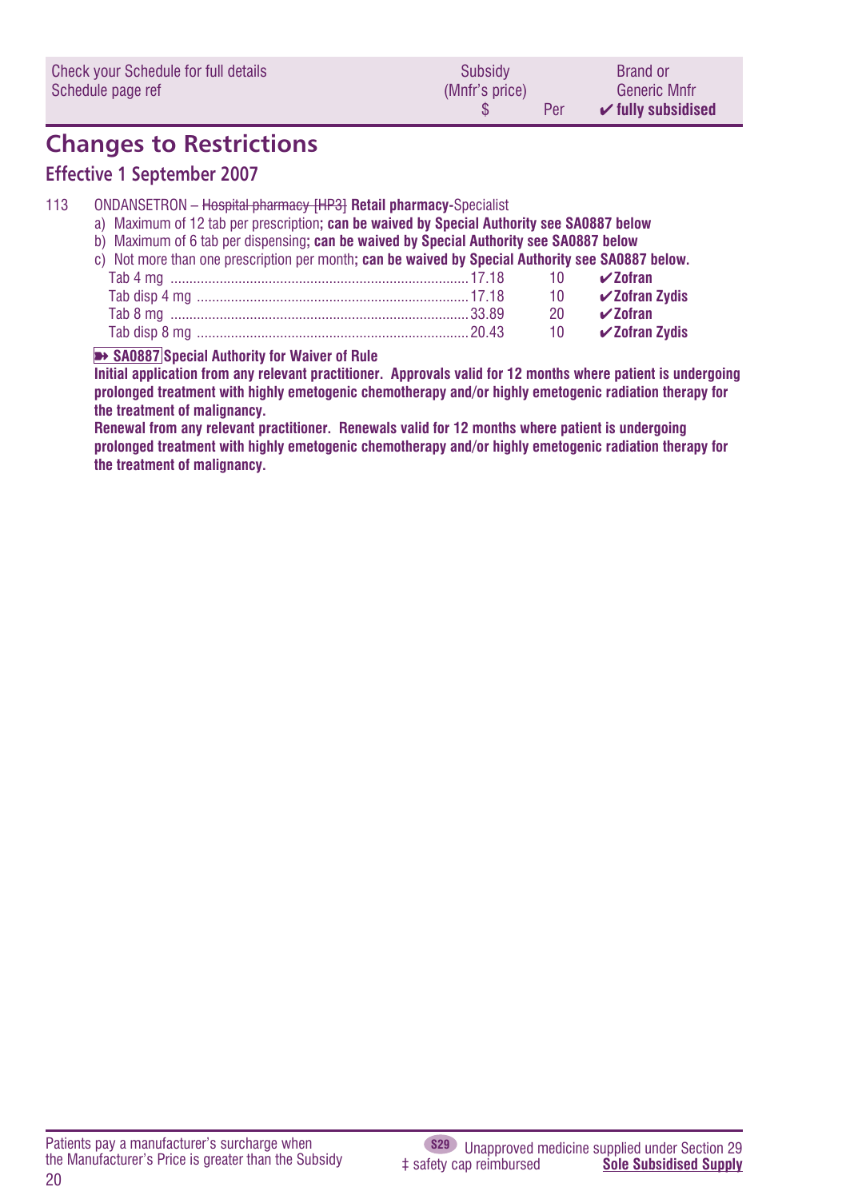| Check your Schedule for full details Schedule page ref | Subsidy (Mnfr's price) $ | Per | Brand or Generic Mnfr ✔ fully subsidised |
|---|---|---|---|

## Changes to Restrictions

### Effective 1 September 2007

113 ONDANSETRON – ~~Hospital pharmacy [HP3]~~ **Retail pharmacy-**Specialist

a) Maximum of 12 tab per prescription**; can be waived by Special Authority see SA0887 below**

b) Maximum of 6 tab per dispensing**; can be waived by Special Authority see SA0887 below**

c) Not more than one prescription per month**; can be waived by Special Authority see SA0887 below.**

| | Subsidy $ | Per | Brand |
|---|---|---|---|
| Tab 4 mg | 17.18 | 10 | **✔Zofran** |
| Tab disp 4 mg | 17.18 | 10 | **✔Zofran Zydis** |
| Tab 8 mg | 33.89 | 20 | **✔Zofran** |
| Tab disp 8 mg | 20.43 | 10 | **✔Zofran Zydis** |

**➽ SA0887 Special Authority for Waiver of Rule**

**Initial application from any relevant practitioner. Approvals valid for 12 months where patient is undergoing prolonged treatment with highly emetogenic chemotherapy and/or highly emetogenic radiation therapy for the treatment of malignancy.**

**Renewal from any relevant practitioner. Renewals valid for 12 months where patient is undergoing prolonged treatment with highly emetogenic chemotherapy and/or highly emetogenic radiation therapy for the treatment of malignancy.**

Patients pay a manufacturer's surcharge when the Manufacturer's Price is greater than the Subsidy

‡ safety cap reimbursed

S29 Unapproved medicine supplied under Section 29

**Sole Subsidised Supply**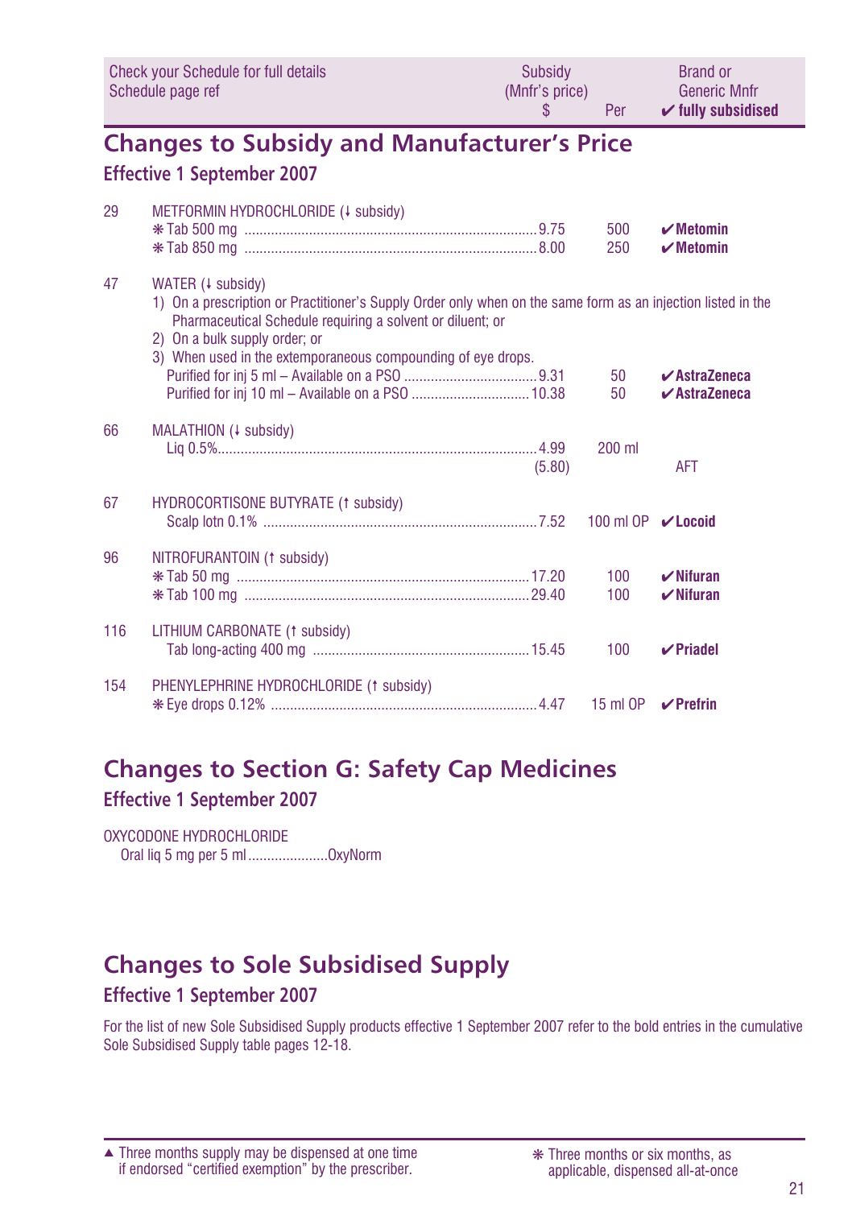| Check your Schedule for full details<br>Schedule page ref | | Subsidy<br>(Mnfr's price)<br>$ | Per | Brand or<br>Generic Mnfr<br>✔ fully subsidised |
|---|---|---|---|---|

## Changes to Subsidy and Manufacturer's Price

### Effective 1 September 2007

| Page | Item | Subsidy $ | Per | Brand |
|---|---|---|---|---|
| 29 | METFORMIN HYDROCHLORIDE (↓ subsidy) | | | |
| | ❋ Tab 500 mg | 9.75 | 500 | ✔**Metomin** |
| | ❋ Tab 850 mg | 8.00 | 250 | ✔**Metomin** |
| 47 | WATER (↓ subsidy)<br>1) On a prescription or Practitioner's Supply Order only when on the same form as an injection listed in the Pharmaceutical Schedule requiring a solvent or diluent; or<br>2) On a bulk supply order; or<br>3) When used in the extemporaneous compounding of eye drops. | | | |
| | Purified for inj 5 ml – Available on a PSO | 9.31 | 50 | ✔**AstraZeneca** |
| | Purified for inj 10 ml – Available on a PSO | 10.38 | 50 | ✔**AstraZeneca** |
| 66 | MALATHION (↓ subsidy) | | | |
| | Liq 0.5% | 4.99<br>(5.80) | 200 ml | AFT |
| 67 | HYDROCORTISONE BUTYRATE (↑ subsidy) | | | |
| | Scalp lotn 0.1% | 7.52 | 100 ml OP | ✔**Locoid** |
| 96 | NITROFURANTOIN (↑ subsidy) | | | |
| | ❋ Tab 50 mg | 17.20 | 100 | ✔**Nifuran** |
| | ❋ Tab 100 mg | 29.40 | 100 | ✔**Nifuran** |
| 116 | LITHIUM CARBONATE (↑ subsidy) | | | |
| | Tab long-acting 400 mg | 15.45 | 100 | ✔**Priadel** |
| 154 | PHENYLEPHRINE HYDROCHLORIDE (↑ subsidy) | | | |
| | ❋ Eye drops 0.12% | 4.47 | 15 ml OP | ✔**Prefrin** |

## Changes to Section G: Safety Cap Medicines

### Effective 1 September 2007

OXYCODONE HYDROCHLORIDE
Oral liq 5 mg per 5 ml .....................OxyNorm

## Changes to Sole Subsidised Supply

### Effective 1 September 2007

For the list of new Sole Subsidised Supply products effective 1 September 2007 refer to the bold entries in the cumulative Sole Subsidised Supply table pages 12-18.

▲ Three months supply may be dispensed at one time if endorsed "certified exemption" by the prescriber.

❋ Three months or six months, as applicable, dispensed all-at-once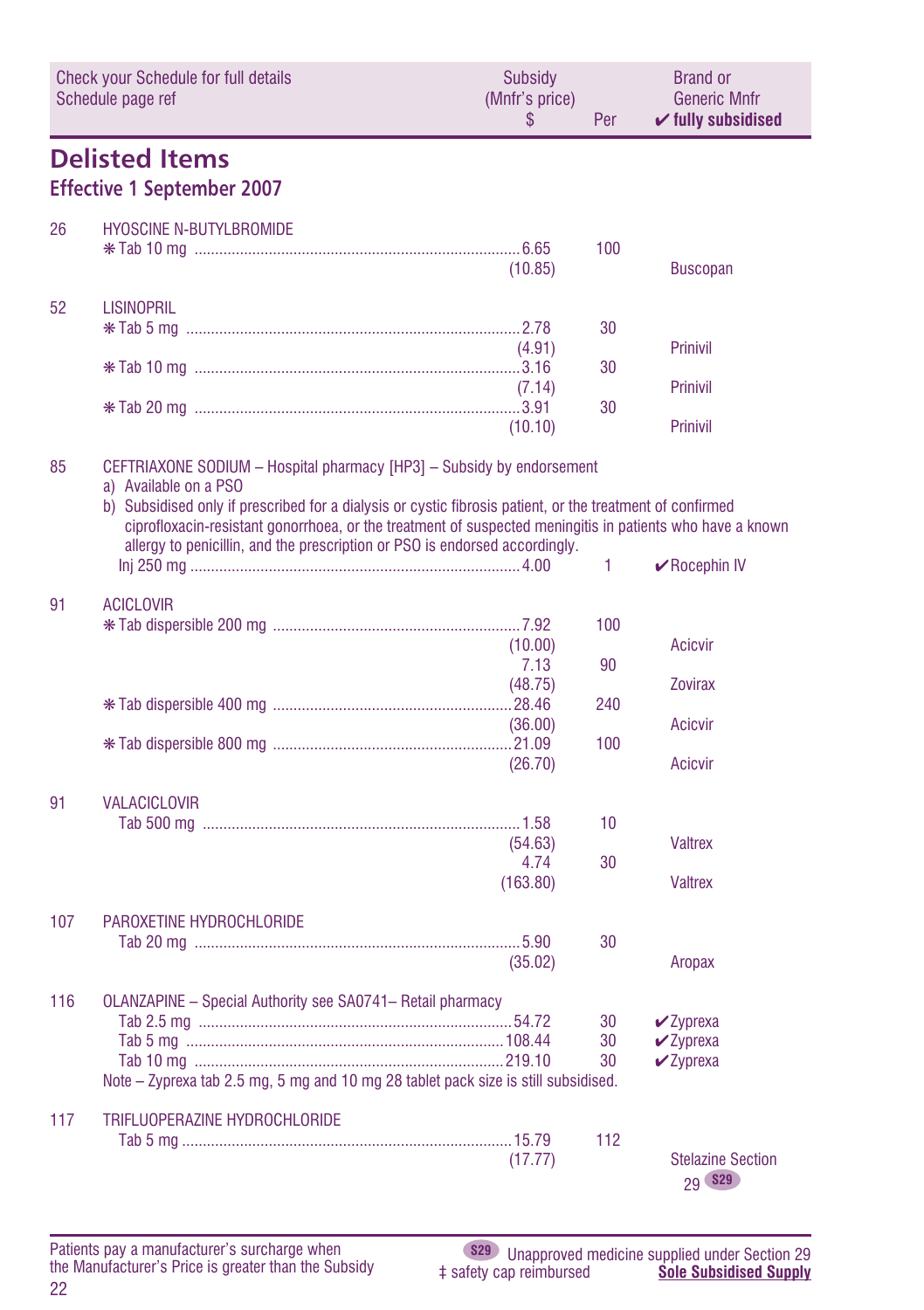| Check your Schedule for full details Schedule page ref | | Subsidy (Mnfr's price) $ | Per | Brand or Generic Mnfr ✔ fully subsidised |
|---|---|---|---|---|

## Delisted Items

### Effective 1 September 2007

| | | | | |
|---|---|---|---|---|
| 26 | HYOSCINE N-BUTYLBROMIDE | | | |
| | ✻ Tab 10 mg | 6.65 | 100 | |
| | | (10.85) | | Buscopan |
| 52 | LISINOPRIL | | | |
| | ✻ Tab 5 mg | 2.78 | 30 | |
| | | (4.91) | | Prinivil |
| | ✻ Tab 10 mg | 3.16 | 30 | |
| | | (7.14) | | Prinivil |
| | ✻ Tab 20 mg | 3.91 | 30 | |
| | | (10.10) | | Prinivil |
| 85 | CEFTRIAXONE SODIUM – Hospital pharmacy [HP3] – Subsidy by endorsement<br>a) Available on a PSO<br>b) Subsidised only if prescribed for a dialysis or cystic fibrosis patient, or the treatment of confirmed ciprofloxacin-resistant gonorrhoea, or the treatment of suspected meningitis in patients who have a known allergy to penicillin, and the prescription or PSO is endorsed accordingly. | | | |
| | Inj 250 mg | 4.00 | 1 | ✔Rocephin IV |
| 91 | ACICLOVIR | | | |
| | ✻ Tab dispersible 200 mg | 7.92 | 100 | |
| | | (10.00) | | Acicvir |
| | | 7.13 | 90 | |
| | | (48.75) | | Zovirax |
| | ✻ Tab dispersible 400 mg | 28.46 | 240 | |
| | | (36.00) | | Acicvir |
| | ✻ Tab dispersible 800 mg | 21.09 | 100 | |
| | | (26.70) | | Acicvir |
| 91 | VALACICLOVIR | | | |
| | Tab 500 mg | 1.58 | 10 | |
| | | (54.63) | | Valtrex |
| | | 4.74 | 30 | |
| | | (163.80) | | Valtrex |
| 107 | PAROXETINE HYDROCHLORIDE | | | |
| | Tab 20 mg | 5.90 | 30 | |
| | | (35.02) | | Aropax |
| 116 | OLANZAPINE – Special Authority see SA0741– Retail pharmacy | | | |
| | Tab 2.5 mg | 54.72 | 30 | ✔Zyprexa |
| | Tab 5 mg | 108.44 | 30 | ✔Zyprexa |
| | Tab 10 mg | 219.10 | 30 | ✔Zyprexa |
| | Note – Zyprexa tab 2.5 mg, 5 mg and 10 mg 28 tablet pack size is still subsidised. | | | |
| 117 | TRIFLUOPERAZINE HYDROCHLORIDE | | | |
| | Tab 5 mg | 15.79 | 112 | |
| | | (17.77) | | Stelazine Section 29 S29 |

Patients pay a manufacturer's surcharge when the Manufacturer's Price is greater than the Subsidy

S29 Unapproved medicine supplied under Section 29
‡ safety cap reimbursed
**Sole Subsidised Supply**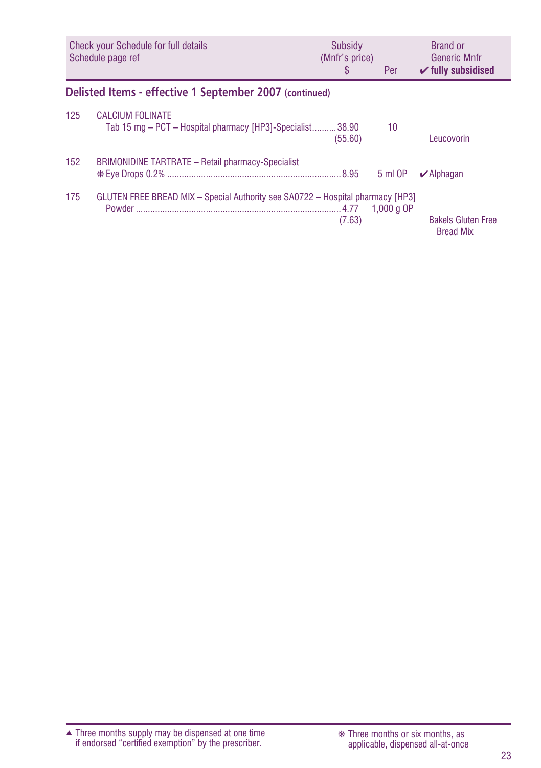| Check your Schedule for full details<br>Schedule page ref | Subsidy<br>(Mnfr's price)<br>$ | Per | Brand or<br>Generic Mnfr<br>✔ **fully subsidised** |
|---|---|---|---|

## Delisted Items - effective 1 September 2007 (continued)

| | | | | |
|---|---|---|---|---|
| 125 | CALCIUM FOLINATE | | | |
| | Tab 15 mg – PCT – Hospital pharmacy [HP3]-Specialist | 38.90<br>(55.60) | 10 | Leucovorin |
| 152 | BRIMONIDINE TARTRATE – Retail pharmacy-Specialist | | | |
| | ❋ Eye Drops 0.2% | 8.95 | 5 ml OP | ✔ Alphagan |
| 175 | GLUTEN FREE BREAD MIX – Special Authority see SA0722 – Hospital pharmacy [HP3] | | | |
| | Powder | 4.77<br>(7.63) | 1,000 g OP | Bakels Gluten Free Bread Mix |

▲ Three months supply may be dispensed at one time if endorsed "certified exemption" by the prescriber.

❋ Three months or six months, as applicable, dispensed all-at-once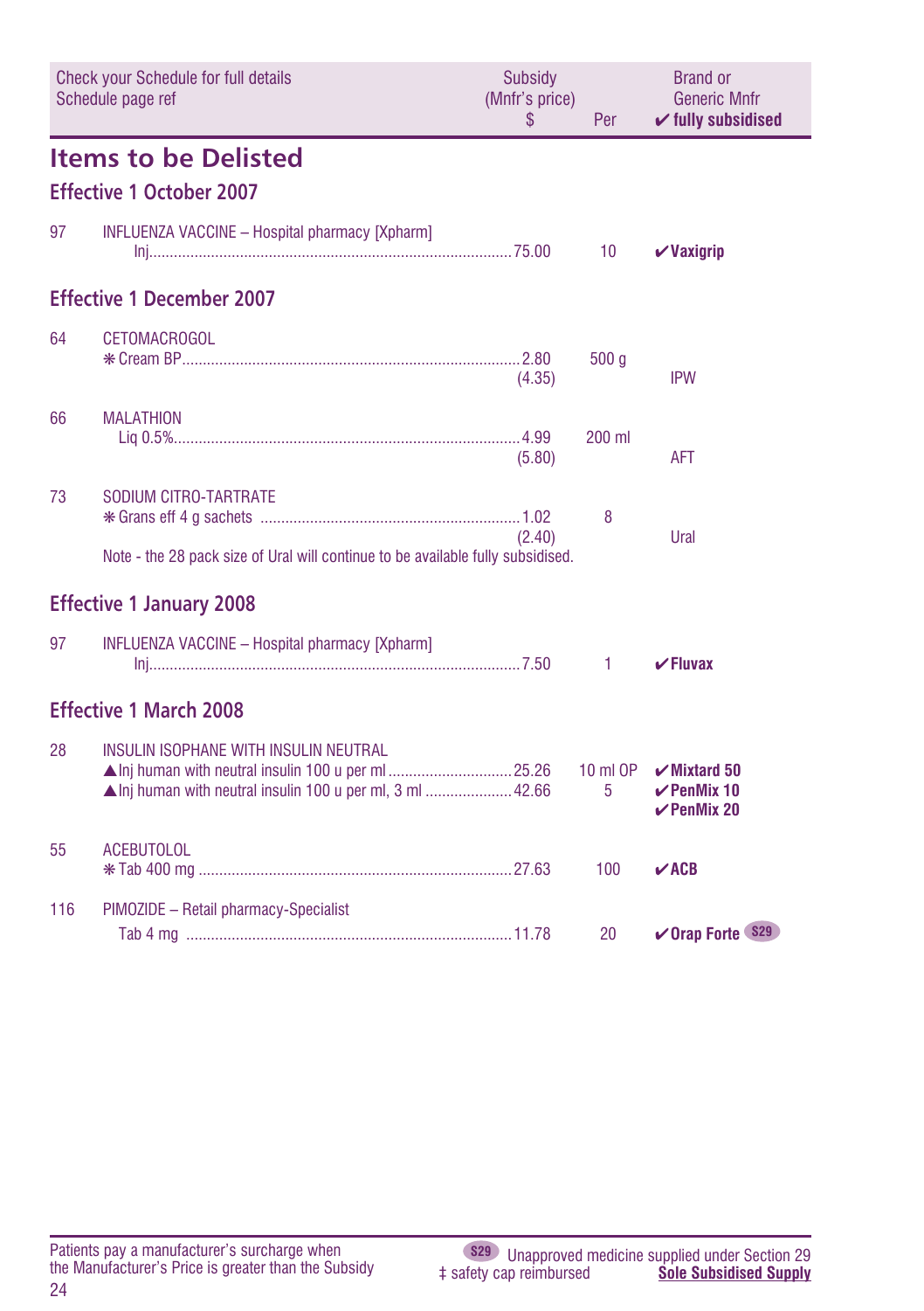| Check your Schedule for full details Schedule page ref | | Subsidy (Mnfr's price) $ | Per | Brand or Generic Mnfr ✔ fully subsidised |
|---|---|---|---|---|

# Items to be Delisted

## Effective 1 October 2007

| | | | | |
|---|---|---|---|---|
| 97 | INFLUENZA VACCINE – Hospital pharmacy [Xpharm] | | | |
| | Inj | 75.00 | 10 | ✔**Vaxigrip** |

## Effective 1 December 2007

| | | | | |
|---|---|---|---|---|
| 64 | CETOMACROGOL | | | |
| | ✻ Cream BP | 2.80 (4.35) | 500 g | IPW |
| 66 | MALATHION | | | |
| | Liq 0.5% | 4.99 (5.80) | 200 ml | AFT |
| 73 | SODIUM CITRO-TARTRATE | | | |
| | ✻ Grans eff 4 g sachets | 1.02 (2.40) | 8 | Ural |

Note - the 28 pack size of Ural will continue to be available fully subsidised.

## Effective 1 January 2008

| | | | | |
|---|---|---|---|---|
| 97 | INFLUENZA VACCINE – Hospital pharmacy [Xpharm] | | | |
| | Inj | 7.50 | 1 | ✔**Fluvax** |

## Effective 1 March 2008

| | | | | |
|---|---|---|---|---|
| 28 | INSULIN ISOPHANE WITH INSULIN NEUTRAL | | | |
| | ▲Inj human with neutral insulin 100 u per ml | 25.26 | 10 ml OP | ✔**Mixtard 50** |
| | ▲Inj human with neutral insulin 100 u per ml, 3 ml | 42.66 | 5 | ✔**PenMix 10** ✔**PenMix 20** |
| 55 | ACEBUTOLOL | | | |
| | ✻ Tab 400 mg | 27.63 | 100 | ✔**ACB** |
| 116 | PIMOZIDE – Retail pharmacy-Specialist | | | |
| | Tab 4 mg | 11.78 | 20 | ✔**Orap Forte** S29 |

Patients pay a manufacturer's surcharge when the Manufacturer's Price is greater than the Subsidy

S29 Unapproved medicine supplied under Section 29

‡ safety cap reimbursed

Sole Subsidised Supply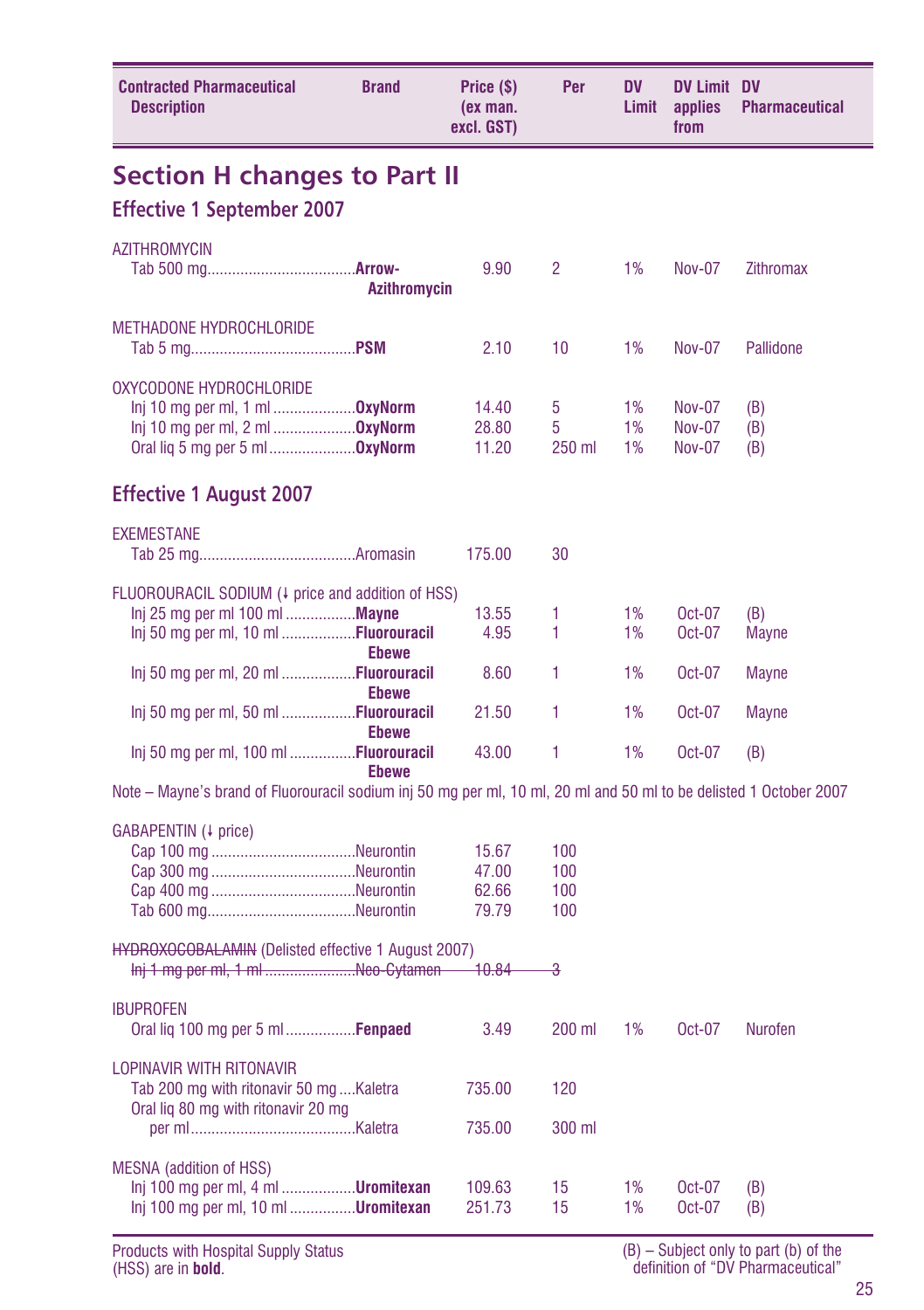| Contracted Pharmaceutical Description | Brand | Price ($) (ex man. excl. GST) | Per | DV Limit | DV Limit applies from | DV Pharmaceutical |
|---|---|---|---|---|---|---|

## Section H changes to Part II

### Effective 1 September 2007

| Contracted Pharmaceutical Description | Brand | Price ($) (ex man. excl. GST) | Per | DV Limit | DV Limit applies from | DV Pharmaceutical |
|---|---|---|---|---|---|---|
| AZITHROMYCIN | | | | | | |
| Tab 500 mg | **Arrow-Azithromycin** | 9.90 | 2 | 1% | Nov-07 | Zithromax |
| METHADONE HYDROCHLORIDE | | | | | | |
| Tab 5 mg | **PSM** | 2.10 | 10 | 1% | Nov-07 | Pallidone |
| OXYCODONE HYDROCHLORIDE | | | | | | |
| Inj 10 mg per ml, 1 ml | **OxyNorm** | 14.40 | 5 | 1% | Nov-07 | (B) |
| Inj 10 mg per ml, 2 ml | **OxyNorm** | 28.80 | 5 | 1% | Nov-07 | (B) |
| Oral liq 5 mg per 5 ml | **OxyNorm** | 11.20 | 250 ml | 1% | Nov-07 | (B) |

### Effective 1 August 2007

| Contracted Pharmaceutical Description | Brand | Price ($) (ex man. excl. GST) | Per | DV Limit | DV Limit applies from | DV Pharmaceutical |
|---|---|---|---|---|---|---|
| EXEMESTANE | | | | | | |
| Tab 25 mg | Aromasin | 175.00 | 30 | | | |
| FLUOROURACIL SODIUM (↓ price and addition of HSS) | | | | | | |
| Inj 25 mg per ml 100 ml | **Mayne** | 13.55 | 1 | 1% | Oct-07 | (B) |
| Inj 50 mg per ml, 10 ml | **Fluorouracil Ebewe** | 4.95 | 1 | 1% | Oct-07 | Mayne |
| Inj 50 mg per ml, 20 ml | **Fluorouracil Ebewe** | 8.60 | 1 | 1% | Oct-07 | Mayne |
| Inj 50 mg per ml, 50 ml | **Fluorouracil Ebewe** | 21.50 | 1 | 1% | Oct-07 | Mayne |
| Inj 50 mg per ml, 100 ml | **Fluorouracil Ebewe** | 43.00 | 1 | 1% | Oct-07 | (B) |

Note – Mayne's brand of Fluorouracil sodium inj 50 mg per ml, 10 ml, 20 ml and 50 ml to be delisted 1 October 2007

| Contracted Pharmaceutical Description | Brand | Price ($) (ex man. excl. GST) | Per | DV Limit | DV Limit applies from | DV Pharmaceutical |
|---|---|---|---|---|---|---|
| GABAPENTIN (↓ price) | | | | | | |
| Cap 100 mg | Neurontin | 15.67 | 100 | | | |
| Cap 300 mg | Neurontin | 47.00 | 100 | | | |
| Cap 400 mg | Neurontin | 62.66 | 100 | | | |
| Tab 600 mg | Neurontin | 79.79 | 100 | | | |
| ~~HYDROXOCOBALAMIN~~ (Delisted effective 1 August 2007) | | | | | | |
| ~~Inj 1 mg per ml, 1 ml~~ | ~~Neo-Cytamen~~ | ~~10.84~~ | ~~3~~ | | | |
| IBUPROFEN | | | | | | |
| Oral liq 100 mg per 5 ml | **Fenpaed** | 3.49 | 200 ml | 1% | Oct-07 | Nurofen |
| LOPINAVIR WITH RITONAVIR | | | | | | |
| Tab 200 mg with ritonavir 50 mg | Kaletra | 735.00 | 120 | | | |
| Oral liq 80 mg with ritonavir 20 mg per ml | Kaletra | 735.00 | 300 ml | | | |
| MESNA (addition of HSS) | | | | | | |
| Inj 100 mg per ml, 4 ml | **Uromitexan** | 109.63 | 15 | 1% | Oct-07 | (B) |
| Inj 100 mg per ml, 10 ml | **Uromitexan** | 251.73 | 15 | 1% | Oct-07 | (B) |

Products with Hospital Supply Status (HSS) are in **bold**.

(B) – Subject only to part (b) of the definition of "DV Pharmaceutical"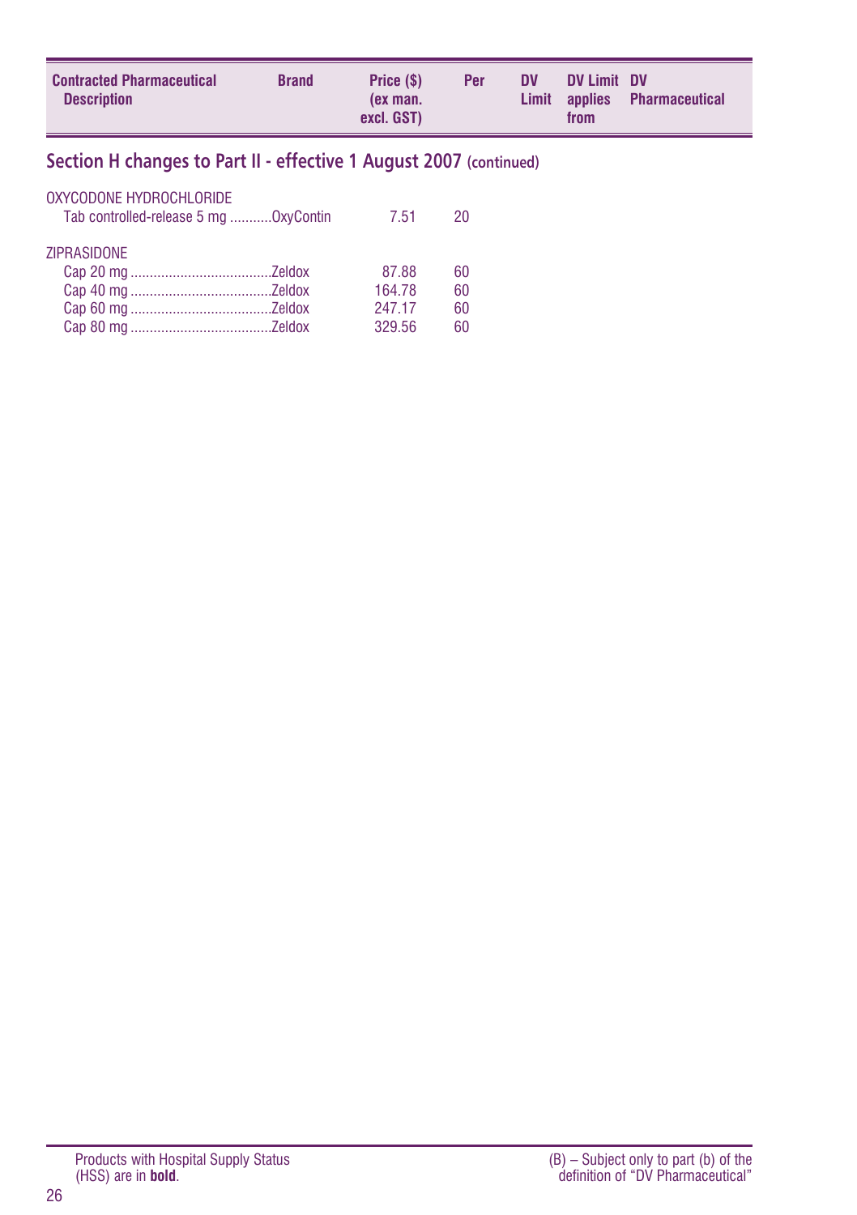| Contracted Pharmaceutical Description | Brand | Price ($) (ex man. excl. GST) | Per | DV Limit | DV Limit applies from | DV Pharmaceutical |
|---|---|---|---|---|---|---|

## Section H changes to Part II - effective 1 August 2007 (continued)

| Contracted Pharmaceutical Description | Brand | Price ($) (ex man. excl. GST) | Per | DV Limit | DV Limit applies from | DV Pharmaceutical |
|---|---|---|---|---|---|---|
| OXYCODONE HYDROCHLORIDE | | | | | | |
| Tab controlled-release 5 mg | OxyContin | 7.51 | 20 | | | |
| ZIPRASIDONE | | | | | | |
| Cap 20 mg | Zeldox | 87.88 | 60 | | | |
| Cap 40 mg | Zeldox | 164.78 | 60 | | | |
| Cap 60 mg | Zeldox | 247.17 | 60 | | | |
| Cap 80 mg | Zeldox | 329.56 | 60 | | | |

Products with Hospital Supply Status (HSS) are in **bold**.

(B) – Subject only to part (b) of the definition of “DV Pharmaceutical”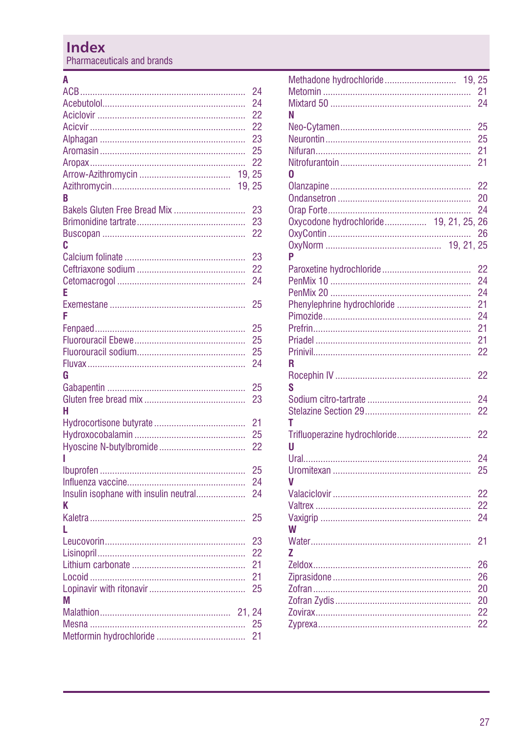# Index

Pharmaceuticals and brands

**A**

ACB ........ 24
Acebutolol ........ 24
Aciclovir ........ 22
Acicvir ........ 22
Alphagan ........ 23
Aromasin ........ 25
Aropax ........ 22
Arrow-Azithromycin ........ 19, 25
Azithromycin ........ 19, 25

**B**

Bakels Gluten Free Bread Mix ........ 23
Brimonidine tartrate ........ 23
Buscopan ........ 22

**C**

Calcium folinate ........ 23
Ceftriaxone sodium ........ 22
Cetomacrogol ........ 24

**E**

Exemestane ........ 25

**F**

Fenpaed ........ 25
Fluorouracil Ebewe ........ 25
Fluorouracil sodium ........ 25
Fluvax ........ 24

**G**

Gabapentin ........ 25
Gluten free bread mix ........ 23

**H**

Hydrocortisone butyrate ........ 21
Hydroxocobalamin ........ 25
Hyoscine N-butylbromide ........ 22

**I**

Ibuprofen ........ 25
Influenza vaccine ........ 24
Insulin isophane with insulin neutral ........ 24

**K**

Kaletra ........ 25

**L**

Leucovorin ........ 23
Lisinopril ........ 22
Lithium carbonate ........ 21
Locoid ........ 21
Lopinavir with ritonavir ........ 25

**M**

Malathion ........ 21, 24
Mesna ........ 25
Metformin hydrochloride ........ 21
Methadone hydrochloride ........ 19, 25
Metomin ........ 21
Mixtard 50 ........ 24

**N**

Neo-Cytamen ........ 25
Neurontin ........ 25
Nifuran ........ 21
Nitrofurantoin ........ 21

**O**

Olanzapine ........ 22
Ondansetron ........ 20
Orap Forte ........ 24
Oxycodone hydrochloride ........ 19, 21, 25, 26
OxyContin ........ 26
OxyNorm ........ 19, 21, 25

**P**

Paroxetine hydrochloride ........ 22
PenMix 10 ........ 24
PenMix 20 ........ 24
Phenylephrine hydrochloride ........ 21
Pimozide ........ 24
Prefrin ........ 21
Priadel ........ 21
Prinivil ........ 22

**R**

Rocephin IV ........ 22

**S**

Sodium citro-tartrate ........ 24
Stelazine Section 29 ........ 22

**T**

Trifluoperazine hydrochloride ........ 22

**U**

Ural ........ 24
Uromitexan ........ 25

**V**

Valaciclovir ........ 22
Valtrex ........ 22
Vaxigrip ........ 24

**W**

Water ........ 21

**Z**

Zeldox ........ 26
Ziprasidone ........ 26
Zofran ........ 20
Zofran Zydis ........ 20
Zovirax ........ 22
Zyprexa ........ 22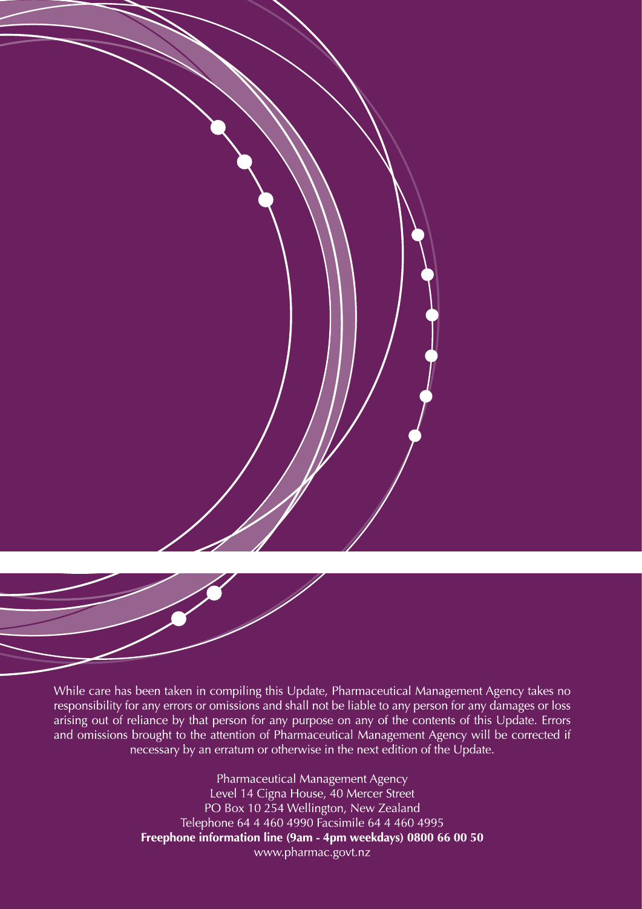While care has been taken in compiling this Update, Pharmaceutical Management Agency takes no responsibility for any errors or omissions and shall not be liable to any person for any damages or loss arising out of reliance by that person for any purpose on any of the contents of this Update. Errors and omissions brought to the attention of Pharmaceutical Management Agency will be corrected if necessary by an erratum or otherwise in the next edition of the Update.

Pharmaceutical Management Agency
Level 14 Cigna House, 40 Mercer Street
PO Box 10 254 Wellington, New Zealand
Telephone 64 4 460 4990 Facsimile 64 4 460 4995
**Freephone information line (9am - 4pm weekdays) 0800 66 00 50**
www.pharmac.govt.nz